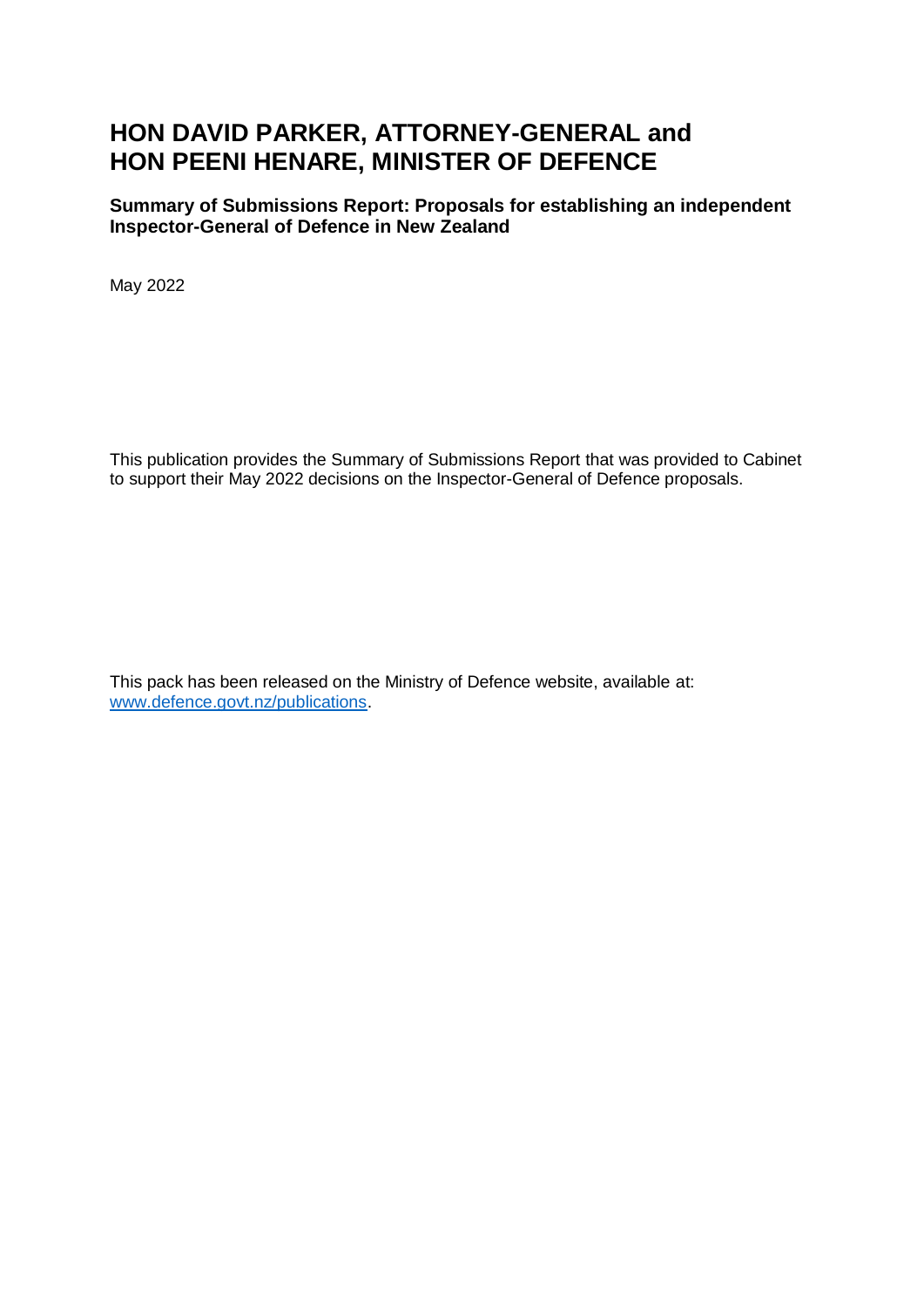# HON DAVID PARKER, ATTORNEY-GENERAL and HON PEENI HENARE, MINISTER OF DEFENCE

**Summary of Submissions Report: Proposals for establishing an independent Inspector-General of Defence in New Zealand**

May 2022

This publication provides the Summary of Submissions Report that was provided to Cabinet to support their May 2022 decisions on the Inspector-General of Defence proposals.

This pack has been released on the Ministry of Defence website, available at: [www.defence.govt.nz/publications](www.defence.govt.nz/publications).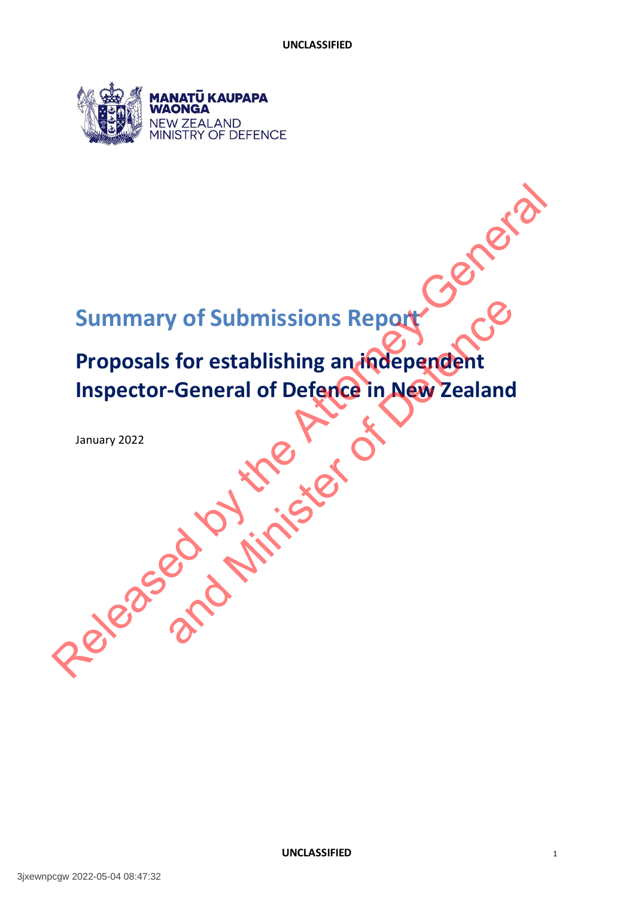UNCLASSIFIED

MANATŪ KAUPAPA WAONGA
NEW ZEALAND MINISTRY OF DEFENCE

# Summary of Submissions Report

# Proposals for establishing an independent Inspector-General of Defence in New Zealand

January 2022

Released by the Attorney-General and Minister of Defence

UNCLASSIFIED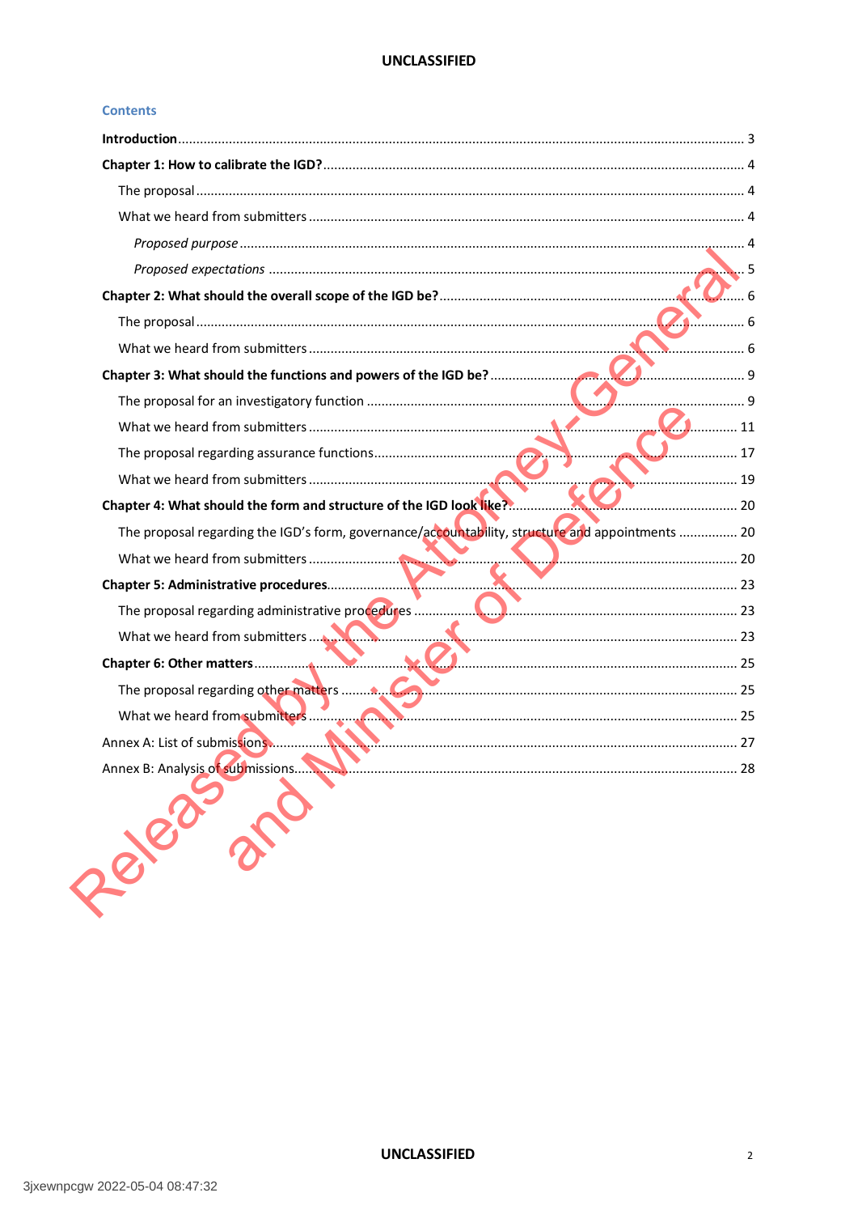## Contents

**Introduction** ........ 3

**Chapter 1: How to calibrate the IGD?** ........ 4

- The proposal ........ 4
- What we heard from submitters ........ 4
  - *Proposed purpose* ........ 4
  - *Proposed expectations* ........ 5

**Chapter 2: What should the overall scope of the IGD be?** ........ 6

- The proposal ........ 6
- What we heard from submitters ........ 6

**Chapter 3: What should the functions and powers of the IGD be?** ........ 9

- The proposal for an investigatory function ........ 9
- What we heard from submitters ........ 11
- The proposal regarding assurance functions ........ 17
- What we heard from submitters ........ 19

**Chapter 4: What should the form and structure of the IGD look like?** ........ 20

- The proposal regarding the IGD's form, governance/accountability, structure and appointments ........ 20
- What we heard from submitters ........ 20

**Chapter 5: Administrative procedures** ........ 23

- The proposal regarding administrative procedures ........ 23
- What we heard from submitters ........ 23

**Chapter 6: Other matters** ........ 25

- The proposal regarding other matters ........ 25
- What we heard from submitters ........ 25

Annex A: List of submissions ........ 27

Annex B: Analysis of submissions ........ 28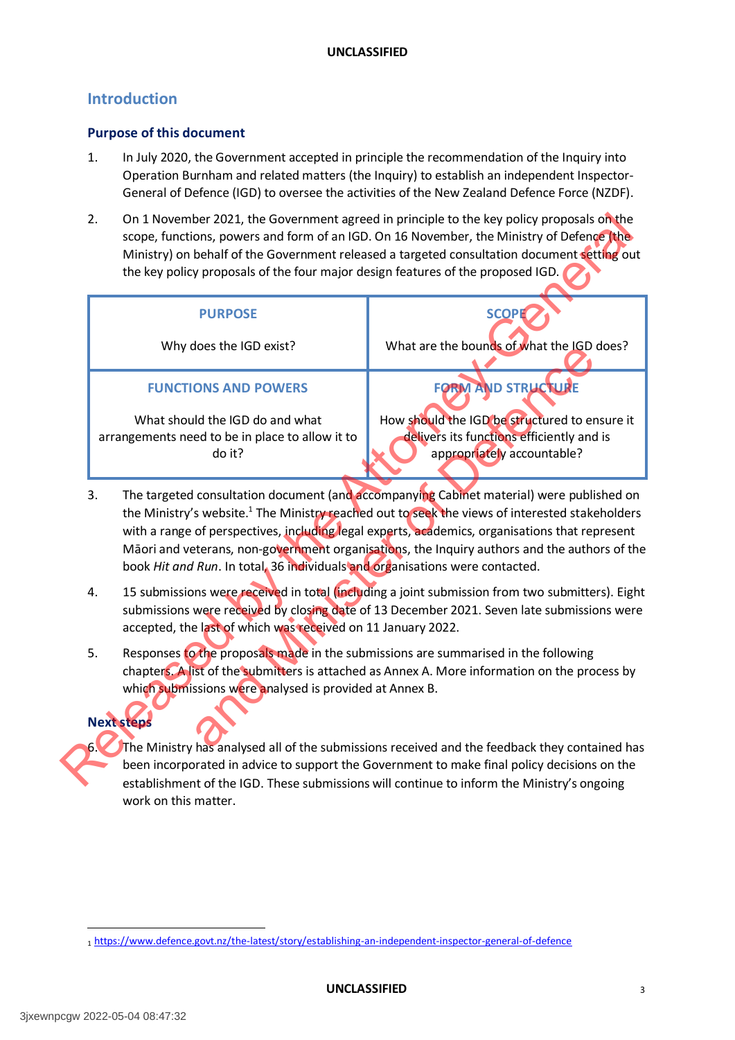## Introduction

### Purpose of this document

1. In July 2020, the Government accepted in principle the recommendation of the Inquiry into Operation Burnham and related matters (the Inquiry) to establish an independent Inspector-General of Defence (IGD) to oversee the activities of the New Zealand Defence Force (NZDF).

2. On 1 November 2021, the Government agreed in principle to the key policy proposals on the scope, functions, powers and form of an IGD. On 16 November, the Ministry of Defence (the Ministry) on behalf of the Government released a targeted consultation document setting out the key policy proposals of the four major design features of the proposed IGD.

| PURPOSE | SCOPE |
|---|---|
| Why does the IGD exist? | What are the bounds of what the IGD does? |
| **FUNCTIONS AND POWERS** | **FORM AND STRUCTURE** |
| What should the IGD do and what arrangements need to be in place to allow it to do it? | How should the IGD be structured to ensure it delivers its functions efficiently and is appropriately accountable? |

3. The targeted consultation document (and accompanying Cabinet material) were published on the Ministry's website.[1] The Ministry reached out to seek the views of interested stakeholders with a range of perspectives, including legal experts, academics, organisations that represent Māori and veterans, non-government organisations, the Inquiry authors and the authors of the book *Hit and Run*. In total, 36 individuals and organisations were contacted.

4. 15 submissions were received in total (including a joint submission from two submitters). Eight submissions were received by closing date of 13 December 2021. Seven late submissions were accepted, the last of which was received on 11 January 2022.

5. Responses to the proposals made in the submissions are summarised in the following chapters. A list of the submitters is attached as Annex A. More information on the process by which submissions were analysed is provided at Annex B.

### Next steps

6. The Ministry has analysed all of the submissions received and the feedback they contained has been incorporated in advice to support the Government to make final policy decisions on the establishment of the IGD. These submissions will continue to inform the Ministry's ongoing work on this matter.

---

[1] https://www.defence.govt.nz/the-latest/story/establishing-an-independent-inspector-general-of-defence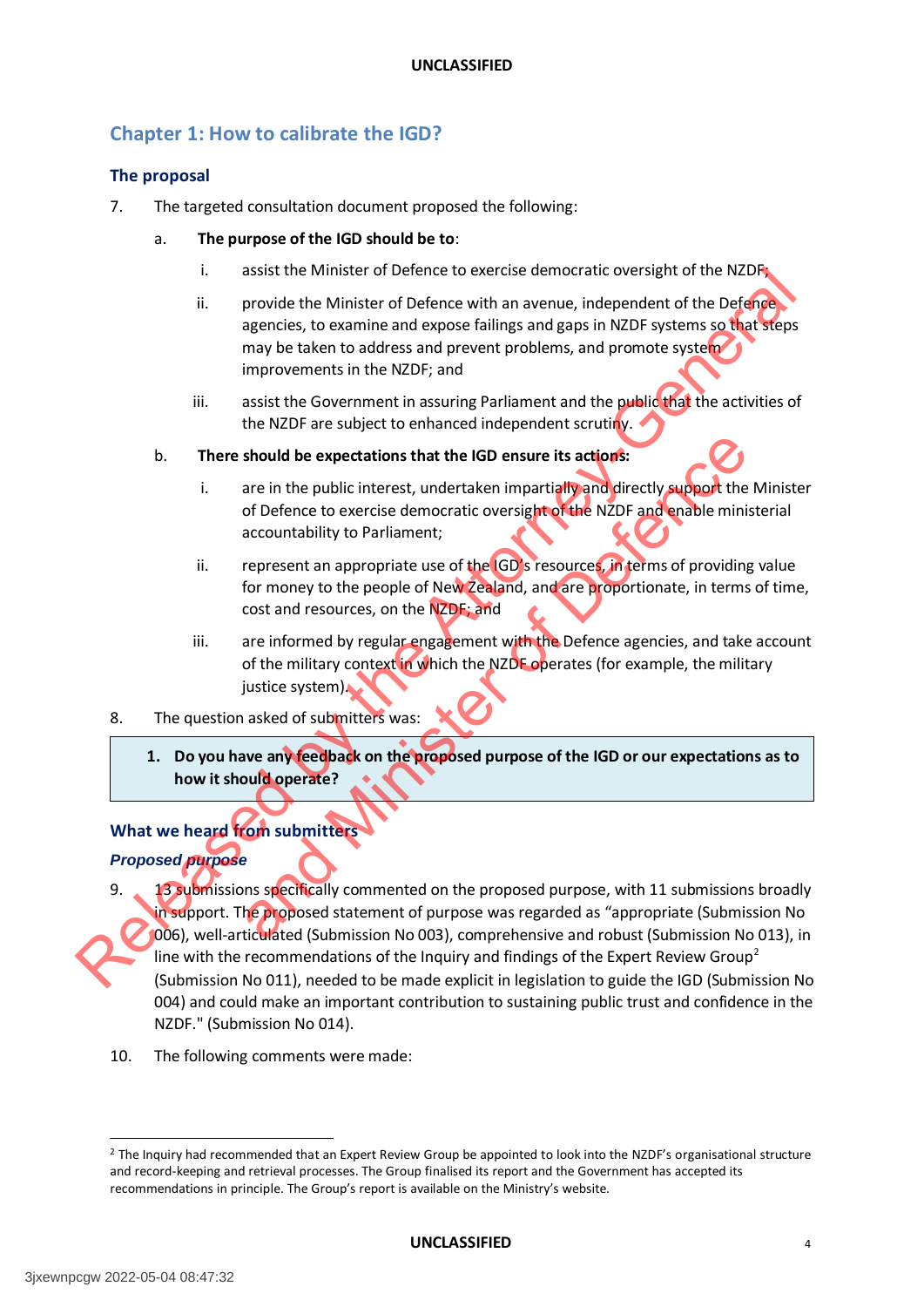## Chapter 1: How to calibrate the IGD?

### The proposal

7. The targeted consultation document proposed the following:

   a. **The purpose of the IGD should be to**:

      i. assist the Minister of Defence to exercise democratic oversight of the NZDF;

      ii. provide the Minister of Defence with an avenue, independent of the Defence agencies, to examine and expose failings and gaps in NZDF systems so that steps may be taken to address and prevent problems, and promote system improvements in the NZDF; and

      iii. assist the Government in assuring Parliament and the public that the activities of the NZDF are subject to enhanced independent scrutiny.

   b. **There should be expectations that the IGD ensure its actions:**

      i. are in the public interest, undertaken impartially and directly support the Minister of Defence to exercise democratic oversight of the NZDF and enable ministerial accountability to Parliament;

      ii. represent an appropriate use of the IGD's resources, in terms of providing value for money to the people of New Zealand, and are proportionate, in terms of time, cost and resources, on the NZDF; and

      iii. are informed by regular engagement with the Defence agencies, and take account of the military context in which the NZDF operates (for example, the military justice system).

8. The question asked of submitters was:

> **1. Do you have any feedback on the proposed purpose of the IGD or our expectations as to how it should operate?**

### What we heard from submitters

#### *Proposed purpose*

9. 13 submissions specifically commented on the proposed purpose, with 11 submissions broadly in support. The proposed statement of purpose was regarded as "appropriate (Submission No 006), well-articulated (Submission No 003), comprehensive and robust (Submission No 013), in line with the recommendations of the Inquiry and findings of the Expert Review Group[2] (Submission No 011), needed to be made explicit in legislation to guide the IGD (Submission No 004) and could make an important contribution to sustaining public trust and confidence in the NZDF." (Submission No 014).

10. The following comments were made:

---

[2] The Inquiry had recommended that an Expert Review Group be appointed to look into the NZDF's organisational structure and record-keeping and retrieval processes. The Group finalised its report and the Government has accepted its recommendations in principle. The Group's report is available on the Ministry's website.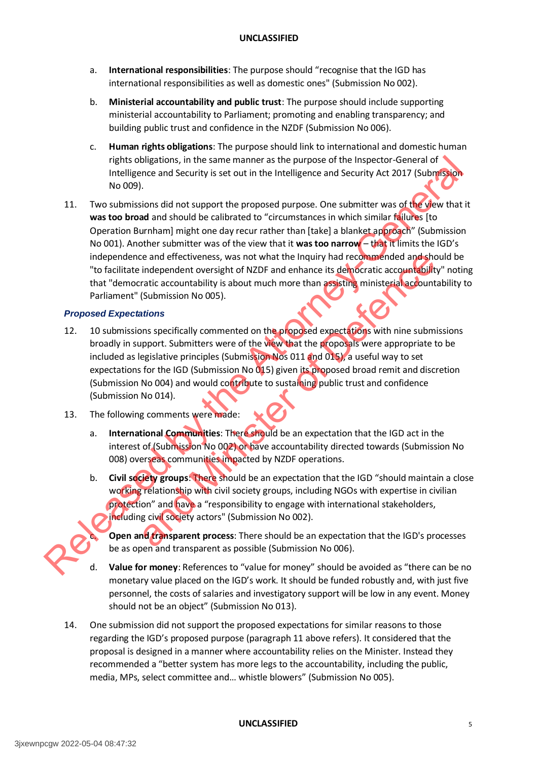a. **International responsibilities**: The purpose should "recognise that the IGD has international responsibilities as well as domestic ones" (Submission No 002).

b. **Ministerial accountability and public trust**: The purpose should include supporting ministerial accountability to Parliament; promoting and enabling transparency; and building public trust and confidence in the NZDF (Submission No 006).

c. **Human rights obligations**: The purpose should link to international and domestic human rights obligations, in the same manner as the purpose of the Inspector-General of Intelligence and Security is set out in the Intelligence and Security Act 2017 (Submission No 009).

11. Two submissions did not support the proposed purpose. One submitter was of the view that it **was too broad** and should be calibrated to "circumstances in which similar failures [to Operation Burnham] might one day recur rather than [take] a blanket approach" (Submission No 001). Another submitter was of the view that it **was too narrow** – that it limits the IGD's independence and effectiveness, was not what the Inquiry had recommended and should be "to facilitate independent oversight of NZDF and enhance its democratic accountability" noting that "democratic accountability is about much more than assisting ministerial accountability to Parliament" (Submission No 005).

### *Proposed Expectations*

12. 10 submissions specifically commented on the proposed expectations with nine submissions broadly in support. Submitters were of the view that the proposals were appropriate to be included as legislative principles (Submission Nos 011 and 015), a useful way to set expectations for the IGD (Submission No 015) given its proposed broad remit and discretion (Submission No 004) and would contribute to sustaining public trust and confidence (Submission No 014).

13. The following comments were made:

a. **International Communities**: There should be an expectation that the IGD act in the interest of (Submission No 002) or have accountability directed towards (Submission No 008) overseas communities impacted by NZDF operations.

b. **Civil society groups**: There should be an expectation that the IGD "should maintain a close working relationship with civil society groups, including NGOs with expertise in civilian protection" and have a "responsibility to engage with international stakeholders, including civil society actors" (Submission No 002).

c. **Open and transparent process**: There should be an expectation that the IGD's processes be as open and transparent as possible (Submission No 006).

d. **Value for money**: References to "value for money" should be avoided as "there can be no monetary value placed on the IGD's work. It should be funded robustly and, with just five personnel, the costs of salaries and investigatory support will be low in any event. Money should not be an object" (Submission No 013).

14. One submission did not support the proposed expectations for similar reasons to those regarding the IGD's proposed purpose (paragraph 11 above refers). It considered that the proposal is designed in a manner where accountability relies on the Minister. Instead they recommended a "better system has more legs to the accountability, including the public, media, MPs, select committee and… whistle blowers" (Submission No 005).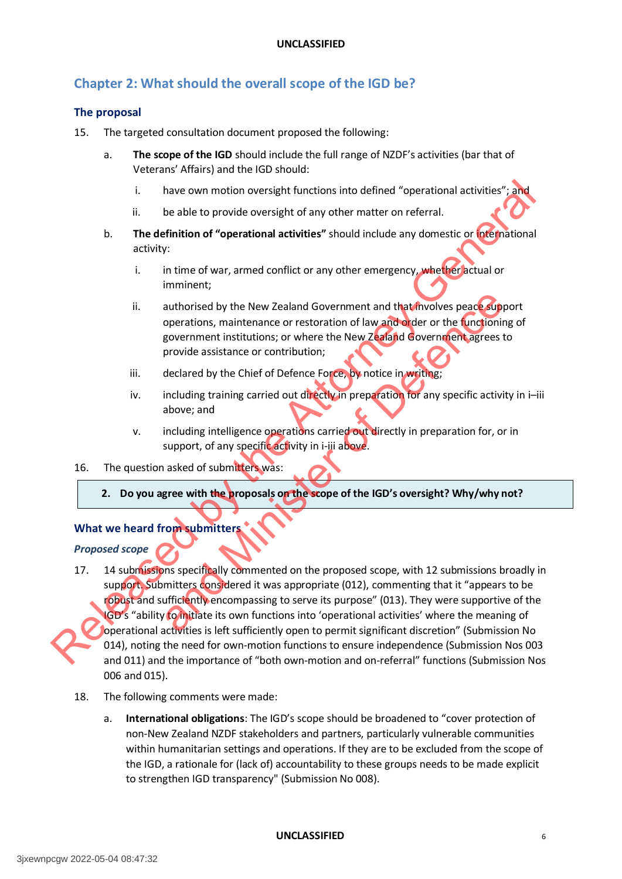## Chapter 2: What should the overall scope of the IGD be?

### The proposal

15. The targeted consultation document proposed the following:

    a. **The scope of the IGD** should include the full range of NZDF's activities (bar that of Veterans' Affairs) and the IGD should:

        i. have own motion oversight functions into defined "operational activities"; and

        ii. be able to provide oversight of any other matter on referral.

    b. **The definition of "operational activities"** should include any domestic or international activity:

        i. in time of war, armed conflict or any other emergency, whether actual or imminent;

        ii. authorised by the New Zealand Government and that involves peace support operations, maintenance or restoration of law and order or the functioning of government institutions; or where the New Zealand Government agrees to provide assistance or contribution;

        iii. declared by the Chief of Defence Force, by notice in writing;

        iv. including training carried out directly in preparation for any specific activity in i–iii above; and

        v. including intelligence operations carried out directly in preparation for, or in support, of any specific activity in i-iii above.

16. The question asked of submitters was:

> **2. Do you agree with the proposals on the scope of the IGD's oversight? Why/why not?**

### What we heard from submitters

#### *Proposed scope*

17. 14 submissions specifically commented on the proposed scope, with 12 submissions broadly in support. Submitters considered it was appropriate (012), commenting that it "appears to be robust and sufficiently encompassing to serve its purpose" (013). They were supportive of the IGD's "ability to initiate its own functions into 'operational activities' where the meaning of operational activities is left sufficiently open to permit significant discretion" (Submission No 014), noting the need for own-motion functions to ensure independence (Submission Nos 003 and 011) and the importance of "both own-motion and on-referral" functions (Submission Nos 006 and 015).

18. The following comments were made:

    a. **International obligations**: The IGD's scope should be broadened to "cover protection of non-New Zealand NZDF stakeholders and partners, particularly vulnerable communities within humanitarian settings and operations. If they are to be excluded from the scope of the IGD, a rationale for (lack of) accountability to these groups needs to be made explicit to strengthen IGD transparency" (Submission No 008).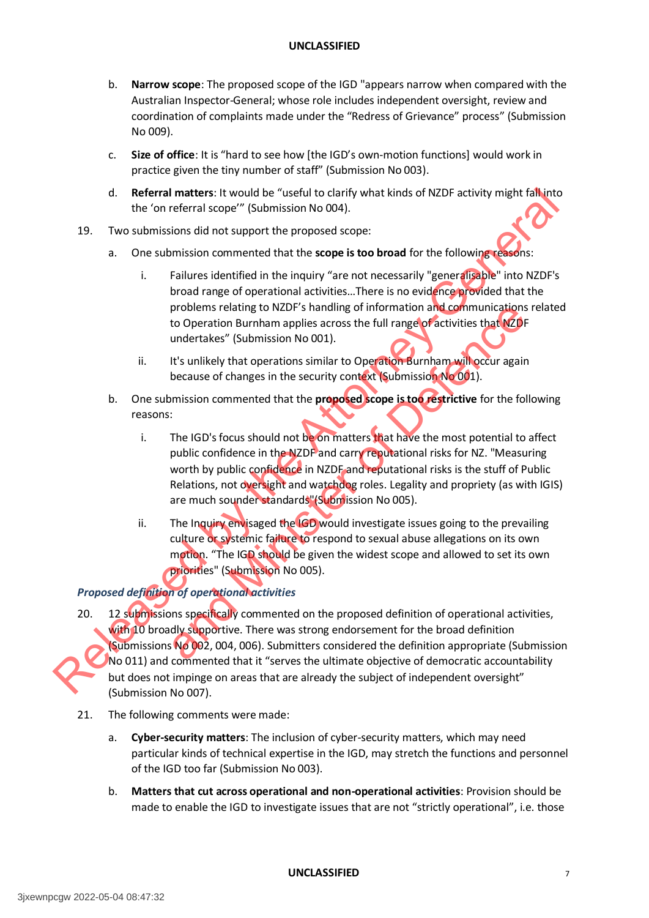b. **Narrow scope**: The proposed scope of the IGD "appears narrow when compared with the Australian Inspector-General; whose role includes independent oversight, review and coordination of complaints made under the "Redress of Grievance" process" (Submission No 009).

c. **Size of office**: It is "hard to see how [the IGD's own-motion functions] would work in practice given the tiny number of staff" (Submission No 003).

d. **Referral matters**: It would be "useful to clarify what kinds of NZDF activity might fall into the 'on referral scope'" (Submission No 004).

19. Two submissions did not support the proposed scope:

a. One submission commented that the **scope is too broad** for the following reasons:

i. Failures identified in the inquiry "are not necessarily "generalisable" into NZDF's broad range of operational activities…There is no evidence provided that the problems relating to NZDF's handling of information and communications related to Operation Burnham applies across the full range of activities that NZDF undertakes" (Submission No 001).

ii. It's unlikely that operations similar to Operation Burnham will occur again because of changes in the security context (Submission No 001).

b. One submission commented that the **proposed scope is too restrictive** for the following reasons:

i. The IGD's focus should not be on matters that have the most potential to affect public confidence in the NZDF and carry reputational risks for NZ. "Measuring worth by public confidence in NZDF and reputational risks is the stuff of Public Relations, not oversight and watchdog roles. Legality and propriety (as with IGIS) are much sounder standards" (Submission No 005).

ii. The Inquiry envisaged the IGD would investigate issues going to the prevailing culture or systemic failure to respond to sexual abuse allegations on its own motion. "The IGD should be given the widest scope and allowed to set its own priorities" (Submission No 005).

### *Proposed definition of operational activities*

20. 12 submissions specifically commented on the proposed definition of operational activities, with 10 broadly supportive. There was strong endorsement for the broad definition (Submissions No 002, 004, 006). Submitters considered the definition appropriate (Submission No 011) and commented that it "serves the ultimate objective of democratic accountability but does not impinge on areas that are already the subject of independent oversight" (Submission No 007).

21. The following comments were made:

a. **Cyber-security matters**: The inclusion of cyber-security matters, which may need particular kinds of technical expertise in the IGD, may stretch the functions and personnel of the IGD too far (Submission No 003).

b. **Matters that cut across operational and non-operational activities**: Provision should be made to enable the IGD to investigate issues that are not "strictly operational", i.e. those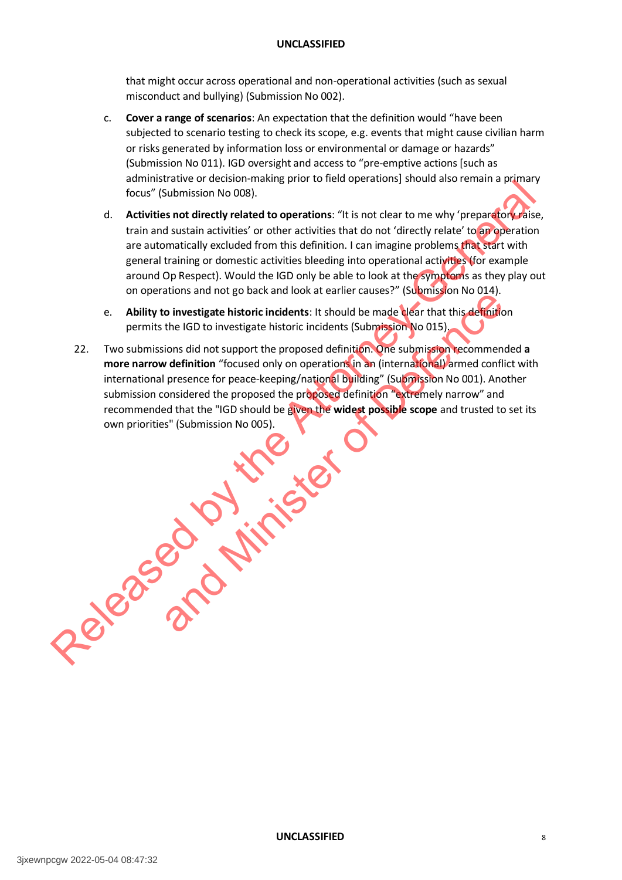that might occur across operational and non-operational activities (such as sexual misconduct and bullying) (Submission No 002).

c. **Cover a range of scenarios**: An expectation that the definition would "have been subjected to scenario testing to check its scope, e.g. events that might cause civilian harm or risks generated by information loss or environmental or damage or hazards" (Submission No 011). IGD oversight and access to "pre-emptive actions [such as administrative or decision-making prior to field operations] should also remain a primary focus" (Submission No 008).

d. **Activities not directly related to operations**: "It is not clear to me why 'preparatory raise, train and sustain activities' or other activities that do not 'directly relate' to an operation are automatically excluded from this definition. I can imagine problems that start with general training or domestic activities bleeding into operational activities (for example around Op Respect). Would the IGD only be able to look at the symptoms as they play out on operations and not go back and look at earlier causes?" (Submission No 014).

e. **Ability to investigate historic incidents**: It should be made clear that this definition permits the IGD to investigate historic incidents (Submission No 015).

22. Two submissions did not support the proposed definition. One submission recommended **a more narrow definition** "focused only on operations in an (international) armed conflict with international presence for peace-keeping/national building" (Submission No 001). Another submission considered the proposed the proposed definition "extremely narrow" and recommended that the "IGD should be given the **widest possible scope** and trusted to set its own priorities" (Submission No 005).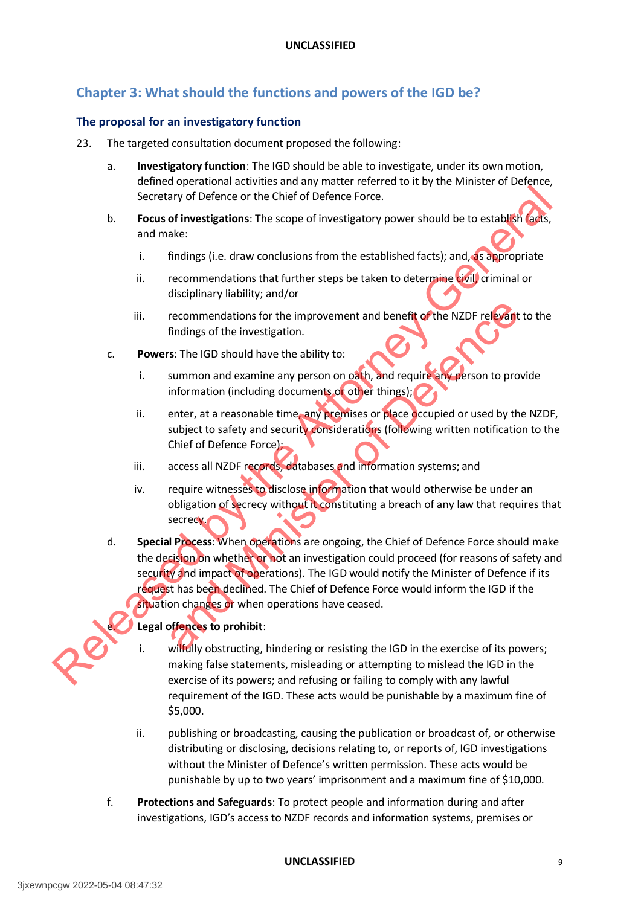## Chapter 3: What should the functions and powers of the IGD be?

### The proposal for an investigatory function

23. The targeted consultation document proposed the following:

    a. **Investigatory function**: The IGD should be able to investigate, under its own motion, defined operational activities and any matter referred to it by the Minister of Defence, Secretary of Defence or the Chief of Defence Force.

    b. **Focus of investigations**: The scope of investigatory power should be to establish facts, and make:

        i. findings (i.e. draw conclusions from the established facts); and, as appropriate

        ii. recommendations that further steps be taken to determine civil, criminal or disciplinary liability; and/or

        iii. recommendations for the improvement and benefit of the NZDF relevant to the findings of the investigation.

    c. **Powers**: The IGD should have the ability to:

        i. summon and examine any person on oath, and require any person to provide information (including documents or other things);

        ii. enter, at a reasonable time, any premises or place occupied or used by the NZDF, subject to safety and security considerations (following written notification to the Chief of Defence Force);

        iii. access all NZDF records, databases and information systems; and

        iv. require witnesses to disclose information that would otherwise be under an obligation of secrecy without it constituting a breach of any law that requires that secrecy.

    d. **Special Process**: When operations are ongoing, the Chief of Defence Force should make the decision on whether or not an investigation could proceed (for reasons of safety and security and impact of operations). The IGD would notify the Minister of Defence if its request has been declined. The Chief of Defence Force would inform the IGD if the situation changes or when operations have ceased.

    e. **Legal offences to prohibit**:

        i. wilfully obstructing, hindering or resisting the IGD in the exercise of its powers; making false statements, misleading or attempting to mislead the IGD in the exercise of its powers; and refusing or failing to comply with any lawful requirement of the IGD. These acts would be punishable by a maximum fine of $5,000.

        ii. publishing or broadcasting, causing the publication or broadcast of, or otherwise distributing or disclosing, decisions relating to, or reports of, IGD investigations without the Minister of Defence's written permission. These acts would be punishable by up to two years' imprisonment and a maximum fine of $10,000.

    f. **Protections and Safeguards**: To protect people and information during and after investigations, IGD's access to NZDF records and information systems, premises or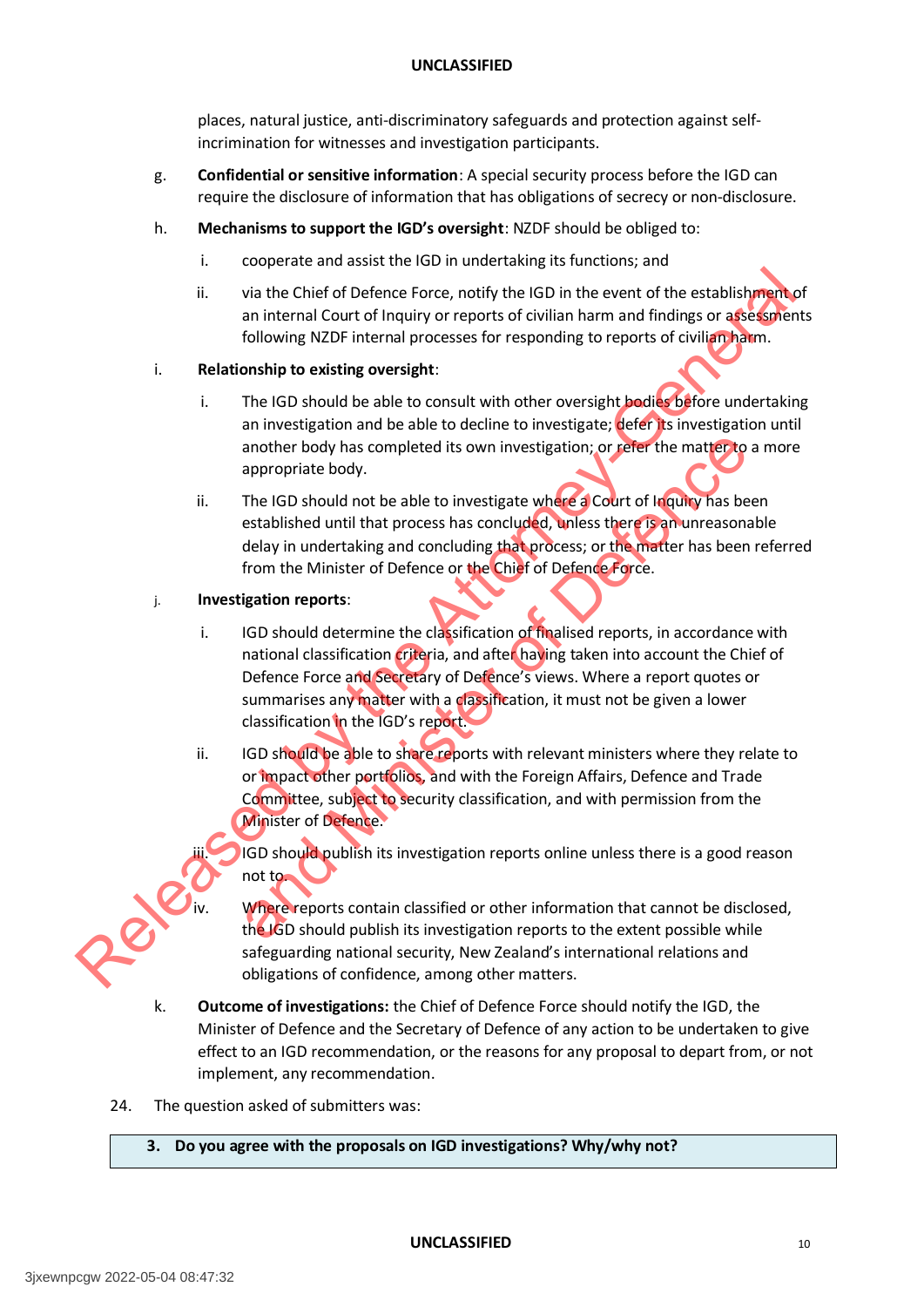places, natural justice, anti-discriminatory safeguards and protection against self-incrimination for witnesses and investigation participants.

g. **Confidential or sensitive information**: A special security process before the IGD can require the disclosure of information that has obligations of secrecy or non-disclosure.

h. **Mechanisms to support the IGD's oversight**: NZDF should be obliged to:

   i. cooperate and assist the IGD in undertaking its functions; and

   ii. via the Chief of Defence Force, notify the IGD in the event of the establishment of an internal Court of Inquiry or reports of civilian harm and findings or assessments following NZDF internal processes for responding to reports of civilian harm.

i. **Relationship to existing oversight**:

   i. The IGD should be able to consult with other oversight bodies before undertaking an investigation and be able to decline to investigate; defer its investigation until another body has completed its own investigation; or refer the matter to a more appropriate body.

   ii. The IGD should not be able to investigate where a Court of Inquiry has been established until that process has concluded, unless there is an unreasonable delay in undertaking and concluding that process; or the matter has been referred from the Minister of Defence or the Chief of Defence Force.

j. **Investigation reports**:

   i. IGD should determine the classification of finalised reports, in accordance with national classification criteria, and after having taken into account the Chief of Defence Force and Secretary of Defence's views. Where a report quotes or summarises any matter with a classification, it must not be given a lower classification in the IGD's report.

   ii. IGD should be able to share reports with relevant ministers where they relate to or impact other portfolios, and with the Foreign Affairs, Defence and Trade Committee, subject to security classification, and with permission from the Minister of Defence.

   iii. IGD should publish its investigation reports online unless there is a good reason not to.

   iv. Where reports contain classified or other information that cannot be disclosed, the IGD should publish its investigation reports to the extent possible while safeguarding national security, New Zealand's international relations and obligations of confidence, among other matters.

k. **Outcome of investigations:** the Chief of Defence Force should notify the IGD, the Minister of Defence and the Secretary of Defence of any action to be undertaken to give effect to an IGD recommendation, or the reasons for any proposal to depart from, or not implement, any recommendation.

24. The question asked of submitters was:

| **3. Do you agree with the proposals on IGD investigations? Why/why not?** |
|---|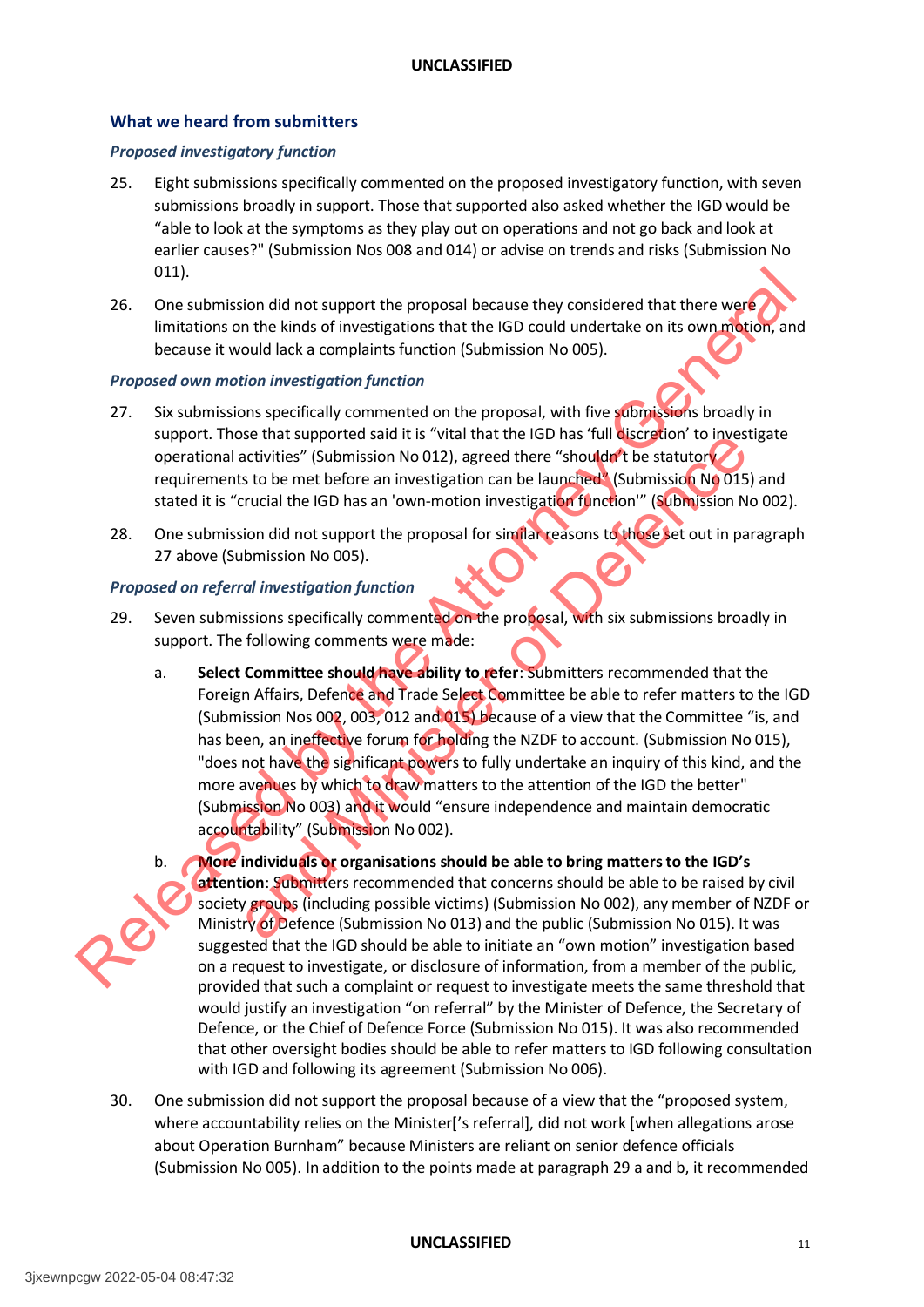## What we heard from submitters

### *Proposed investigatory function*

25. Eight submissions specifically commented on the proposed investigatory function, with seven submissions broadly in support. Those that supported also asked whether the IGD would be "able to look at the symptoms as they play out on operations and not go back and look at earlier causes?" (Submission Nos 008 and 014) or advise on trends and risks (Submission No 011).

26. One submission did not support the proposal because they considered that there were limitations on the kinds of investigations that the IGD could undertake on its own motion, and because it would lack a complaints function (Submission No 005).

### *Proposed own motion investigation function*

27. Six submissions specifically commented on the proposal, with five submissions broadly in support. Those that supported said it is "vital that the IGD has 'full discretion' to investigate operational activities" (Submission No 012), agreed there "shouldn't be statutory requirements to be met before an investigation can be launched" (Submission No 015) and stated it is "crucial the IGD has an 'own-motion investigation function'" (Submission No 002).

28. One submission did not support the proposal for similar reasons to those set out in paragraph 27 above (Submission No 005).

### *Proposed on referral investigation function*

29. Seven submissions specifically commented on the proposal, with six submissions broadly in support. The following comments were made:

    a. **Select Committee should have ability to refer**: Submitters recommended that the Foreign Affairs, Defence and Trade Select Committee be able to refer matters to the IGD (Submission Nos 002, 003, 012 and 015) because of a view that the Committee "is, and has been, an ineffective forum for holding the NZDF to account. (Submission No 015), "does not have the significant powers to fully undertake an inquiry of this kind, and the more avenues by which to draw matters to the attention of the IGD the better" (Submission No 003) and it would "ensure independence and maintain democratic accountability" (Submission No 002).

    b. **More individuals or organisations should be able to bring matters to the IGD's attention**: Submitters recommended that concerns should be able to be raised by civil society groups (including possible victims) (Submission No 002), any member of NZDF or Ministry of Defence (Submission No 013) and the public (Submission No 015). It was suggested that the IGD should be able to initiate an "own motion" investigation based on a request to investigate, or disclosure of information, from a member of the public, provided that such a complaint or request to investigate meets the same threshold that would justify an investigation "on referral" by the Minister of Defence, the Secretary of Defence, or the Chief of Defence Force (Submission No 015). It was also recommended that other oversight bodies should be able to refer matters to IGD following consultation with IGD and following its agreement (Submission No 006).

30. One submission did not support the proposal because of a view that the "proposed system, where accountability relies on the Minister['s referral], did not work [when allegations arose about Operation Burnham" because Ministers are reliant on senior defence officials (Submission No 005). In addition to the points made at paragraph 29 a and b, it recommended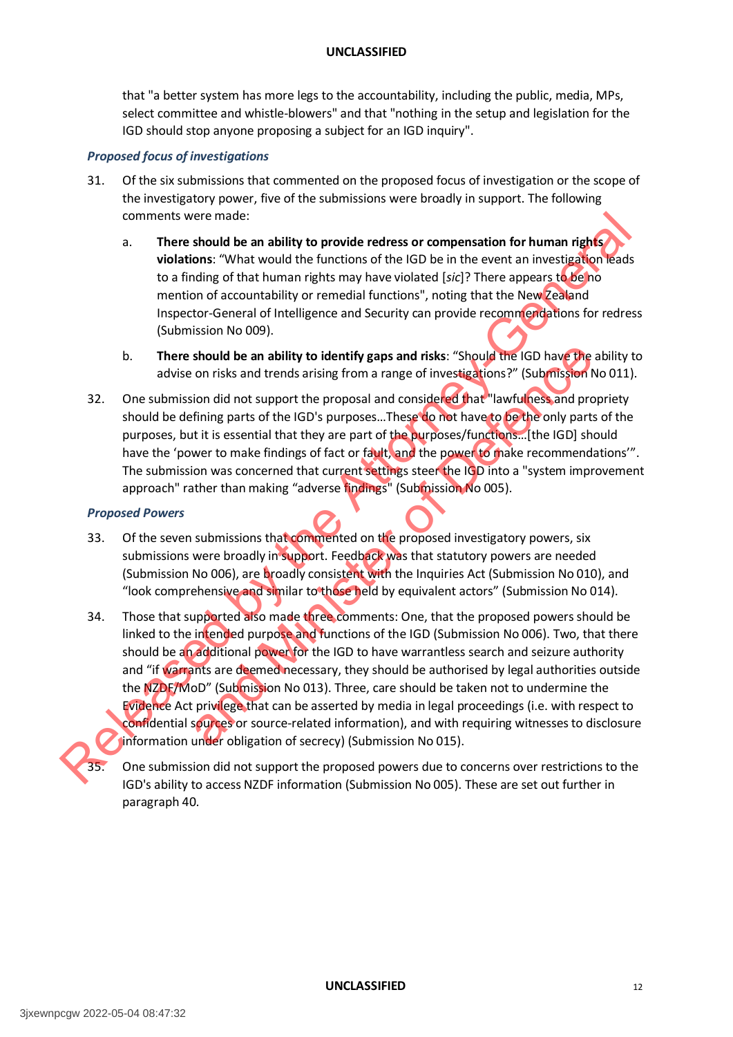that "a better system has more legs to the accountability, including the public, media, MPs, select committee and whistle-blowers" and that "nothing in the setup and legislation for the IGD should stop anyone proposing a subject for an IGD inquiry".

### *Proposed focus of investigations*

31. Of the six submissions that commented on the proposed focus of investigation or the scope of the investigatory power, five of the submissions were broadly in support. The following comments were made:

    a. **There should be an ability to provide redress or compensation for human rights violations**: "What would the functions of the IGD be in the event an investigation leads to a finding of that human rights may have violated [*sic*]? There appears to be no mention of accountability or remedial functions", noting that the New Zealand Inspector-General of Intelligence and Security can provide recommendations for redress (Submission No 009).

    b. **There should be an ability to identify gaps and risks**: "Should the IGD have the ability to advise on risks and trends arising from a range of investigations?" (Submission No 011).

32. One submission did not support the proposal and considered that "lawfulness and propriety should be defining parts of the IGD's purposes…These do not have to be the only parts of the purposes, but it is essential that they are part of the purposes/functions…[the IGD] should have the 'power to make findings of fact or fault, and the power to make recommendations'". The submission was concerned that current settings steer the IGD into a "system improvement approach" rather than making "adverse findings" (Submission No 005).

### *Proposed Powers*

33. Of the seven submissions that commented on the proposed investigatory powers, six submissions were broadly in support. Feedback was that statutory powers are needed (Submission No 006), are broadly consistent with the Inquiries Act (Submission No 010), and "look comprehensive and similar to those held by equivalent actors" (Submission No 014).

34. Those that supported also made three comments: One, that the proposed powers should be linked to the intended purpose and functions of the IGD (Submission No 006). Two, that there should be an additional power for the IGD to have warrantless search and seizure authority and "if warrants are deemed necessary, they should be authorised by legal authorities outside the NZDF/MoD" (Submission No 013). Three, care should be taken not to undermine the Evidence Act privilege that can be asserted by media in legal proceedings (i.e. with respect to confidential sources or source-related information), and with requiring witnesses to disclosure information under obligation of secrecy) (Submission No 015).

35. One submission did not support the proposed powers due to concerns over restrictions to the IGD's ability to access NZDF information (Submission No 005). These are set out further in paragraph 40.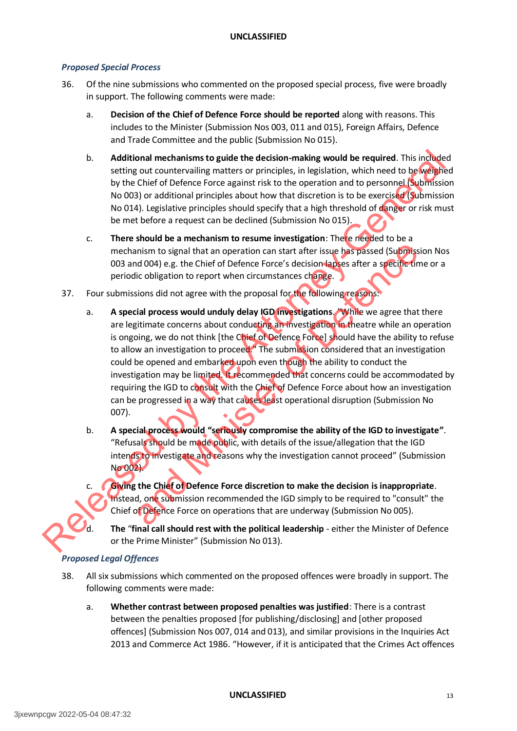### *Proposed Special Process*

36. Of the nine submissions who commented on the proposed special process, five were broadly in support. The following comments were made:

    a. **Decision of the Chief of Defence Force should be reported** along with reasons. This includes to the Minister (Submission Nos 003, 011 and 015), Foreign Affairs, Defence and Trade Committee and the public (Submission No 015).

    b. **Additional mechanisms to guide the decision-making would be required**. This included setting out countervailing matters or principles, in legislation, which need to be weighed by the Chief of Defence Force against risk to the operation and to personnel (Submission No 003) or additional principles about how that discretion is to be exercised (Submission No 014). Legislative principles should specify that a high threshold of danger or risk must be met before a request can be declined (Submission No 015).

    c. **There should be a mechanism to resume investigation**: There needed to be a mechanism to signal that an operation can start after issue has passed (Submission Nos 003 and 004) e.g. the Chief of Defence Force's decision lapses after a specific time or a periodic obligation to report when circumstances change.

37. Four submissions did not agree with the proposal for the following reasons:

    a. **A special process would unduly delay IGD investigations**. "While we agree that there are legitimate concerns about conducting an investigation in theatre while an operation is ongoing, we do not think [the Chief of Defence Force] should have the ability to refuse to allow an investigation to proceed." The submission considered that an investigation could be opened and embarked upon even though the ability to conduct the investigation may be limited. It recommended that concerns could be accommodated by requiring the IGD to consult with the Chief of Defence Force about how an investigation can be progressed in a way that causes least operational disruption (Submission No 007).

    b. **A special process would "seriously compromise the ability of the IGD to investigate"**. "Refusals should be made public, with details of the issue/allegation that the IGD intends to investigate and reasons why the investigation cannot proceed" (Submission No 002).

    c. **Giving the Chief of Defence Force discretion to make the decision is inappropriate**. Instead, one submission recommended the IGD simply to be required to "consult" the Chief of Defence Force on operations that are underway (Submission No 005).

    d. **The "final call should rest with the political leadership** - either the Minister of Defence or the Prime Minister" (Submission No 013).

### *Proposed Legal Offences*

38. All six submissions which commented on the proposed offences were broadly in support. The following comments were made:

    a. **Whether contrast between proposed penalties was justified**: There is a contrast between the penalties proposed [for publishing/disclosing] and [other proposed offences] (Submission Nos 007, 014 and 013), and similar provisions in the Inquiries Act 2013 and Commerce Act 1986. "However, if it is anticipated that the Crimes Act offences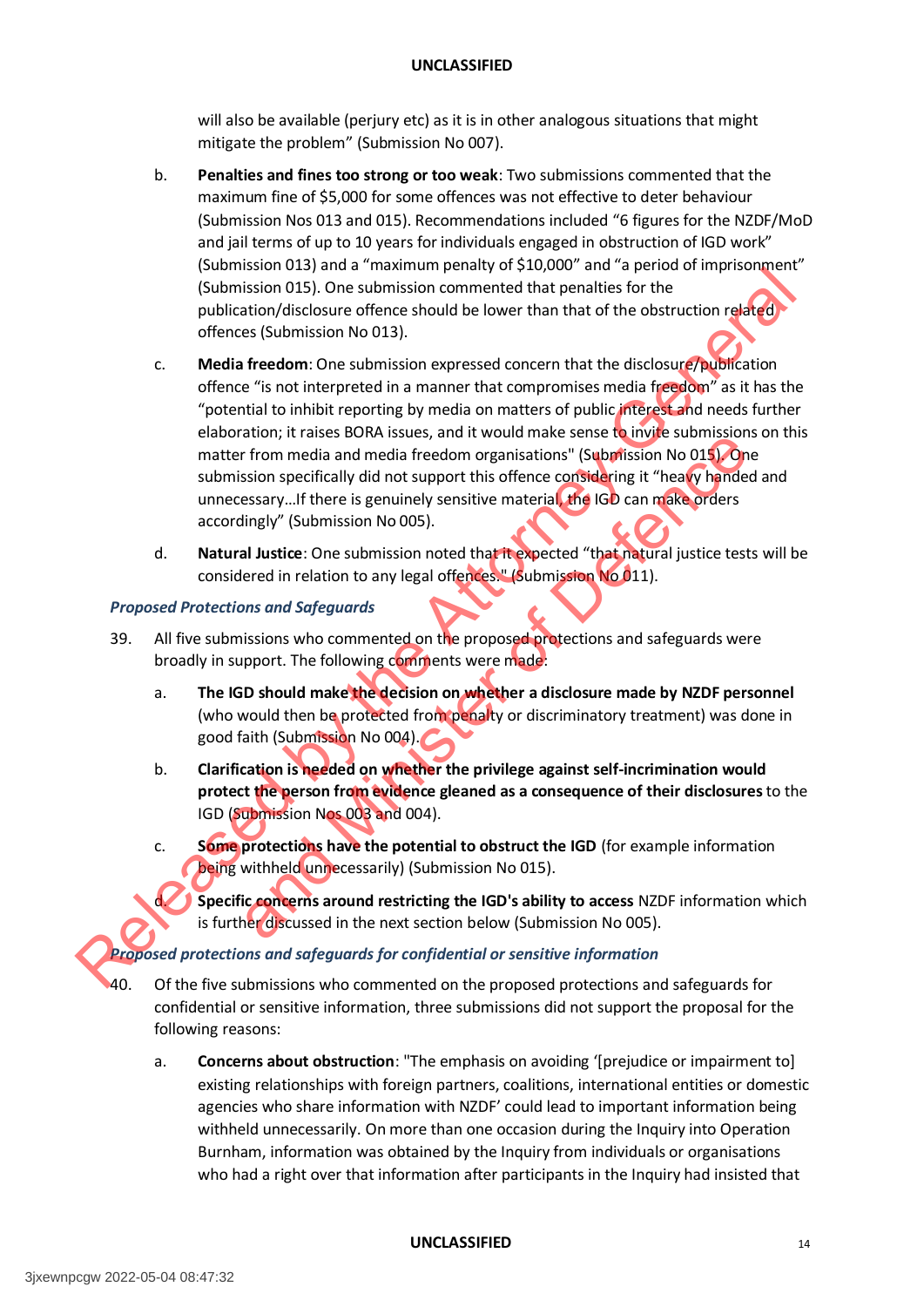will also be available (perjury etc) as it is in other analogous situations that might mitigate the problem" (Submission No 007).

b. **Penalties and fines too strong or too weak**: Two submissions commented that the maximum fine of $5,000 for some offences was not effective to deter behaviour (Submission Nos 013 and 015). Recommendations included "6 figures for the NZDF/MoD and jail terms of up to 10 years for individuals engaged in obstruction of IGD work" (Submission 013) and a "maximum penalty of $10,000" and "a period of imprisonment" (Submission 015). One submission commented that penalties for the publication/disclosure offence should be lower than that of the obstruction related offences (Submission No 013).

c. **Media freedom**: One submission expressed concern that the disclosure/publication offence "is not interpreted in a manner that compromises media freedom" as it has the "potential to inhibit reporting by media on matters of public interest and needs further elaboration; it raises BORA issues, and it would make sense to invite submissions on this matter from media and media freedom organisations" (Submission No 015). One submission specifically did not support this offence considering it "heavy handed and unnecessary…If there is genuinely sensitive material, the IGD can make orders accordingly" (Submission No 005).

d. **Natural Justice**: One submission noted that it expected "that natural justice tests will be considered in relation to any legal offences." (Submission No 011).

### *Proposed Protections and Safeguards*

39. All five submissions who commented on the proposed protections and safeguards were broadly in support. The following comments were made:

a. **The IGD should make the decision on whether a disclosure made by NZDF personnel** (who would then be protected from penalty or discriminatory treatment) was done in good faith (Submission No 004).

b. **Clarification is needed on whether the privilege against self-incrimination would protect the person from evidence gleaned as a consequence of their disclosures** to the IGD (Submission Nos 003 and 004).

c. **Some protections have the potential to obstruct the IGD** (for example information being withheld unnecessarily) (Submission No 015).

d. **Specific concerns around restricting the IGD's ability to access** NZDF information which is further discussed in the next section below (Submission No 005).

### *Proposed protections and safeguards for confidential or sensitive information*

40. Of the five submissions who commented on the proposed protections and safeguards for confidential or sensitive information, three submissions did not support the proposal for the following reasons:

a. **Concerns about obstruction**: "The emphasis on avoiding '[prejudice or impairment to] existing relationships with foreign partners, coalitions, international entities or domestic agencies who share information with NZDF' could lead to important information being withheld unnecessarily. On more than one occasion during the Inquiry into Operation Burnham, information was obtained by the Inquiry from individuals or organisations who had a right over that information after participants in the Inquiry had insisted that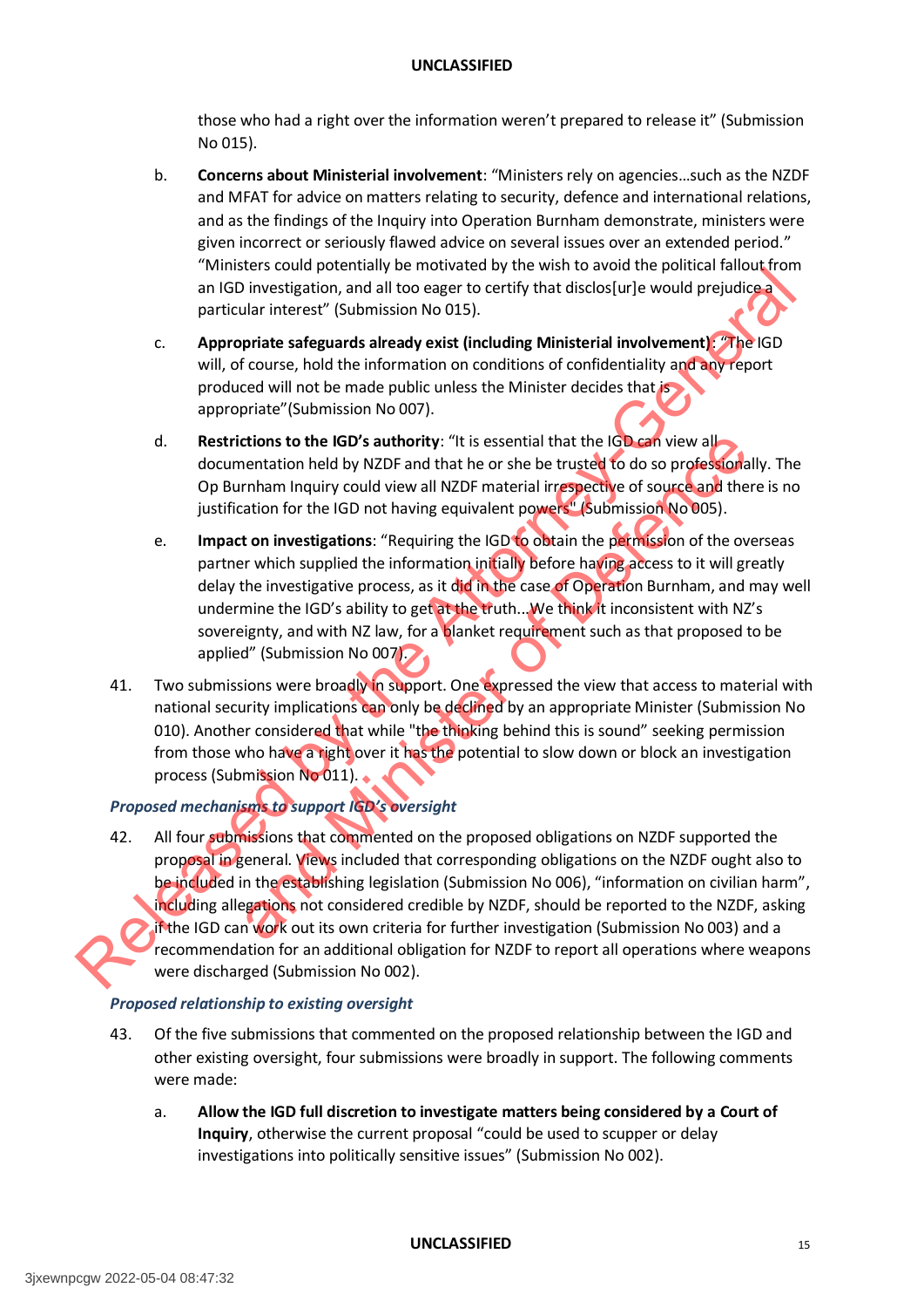those who had a right over the information weren't prepared to release it" (Submission No 015).

b. **Concerns about Ministerial involvement**: "Ministers rely on agencies…such as the NZDF and MFAT for advice on matters relating to security, defence and international relations, and as the findings of the Inquiry into Operation Burnham demonstrate, ministers were given incorrect or seriously flawed advice on several issues over an extended period." "Ministers could potentially be motivated by the wish to avoid the political fallout from an IGD investigation, and all too eager to certify that disclos[ur]e would prejudice a particular interest" (Submission No 015).

c. **Appropriate safeguards already exist (including Ministerial involvement)**: "The IGD will, of course, hold the information on conditions of confidentiality and any report produced will not be made public unless the Minister decides that is appropriate"(Submission No 007).

d. **Restrictions to the IGD's authority**: "It is essential that the IGD can view all documentation held by NZDF and that he or she be trusted to do so professionally. The Op Burnham Inquiry could view all NZDF material irrespective of source and there is no justification for the IGD not having equivalent powers" (Submission No 005).

e. **Impact on investigations**: "Requiring the IGD to obtain the permission of the overseas partner which supplied the information initially before having access to it will greatly delay the investigative process, as it did in the case of Operation Burnham, and may well undermine the IGD's ability to get at the truth...We think it inconsistent with NZ's sovereignty, and with NZ law, for a blanket requirement such as that proposed to be applied" (Submission No 007).

41. Two submissions were broadly in support. One expressed the view that access to material with national security implications can only be declined by an appropriate Minister (Submission No 010). Another considered that while "the thinking behind this is sound" seeking permission from those who have a right over it has the potential to slow down or block an investigation process (Submission No 011).

### *Proposed mechanisms to support IGD's oversight*

42. All four submissions that commented on the proposed obligations on NZDF supported the proposal in general. Views included that corresponding obligations on the NZDF ought also to be included in the establishing legislation (Submission No 006), "information on civilian harm", including allegations not considered credible by NZDF, should be reported to the NZDF, asking if the IGD can work out its own criteria for further investigation (Submission No 003) and a recommendation for an additional obligation for NZDF to report all operations where weapons were discharged (Submission No 002).

### *Proposed relationship to existing oversight*

43. Of the five submissions that commented on the proposed relationship between the IGD and other existing oversight, four submissions were broadly in support. The following comments were made:

a. **Allow the IGD full discretion to investigate matters being considered by a Court of Inquiry**, otherwise the current proposal "could be used to scupper or delay investigations into politically sensitive issues" (Submission No 002).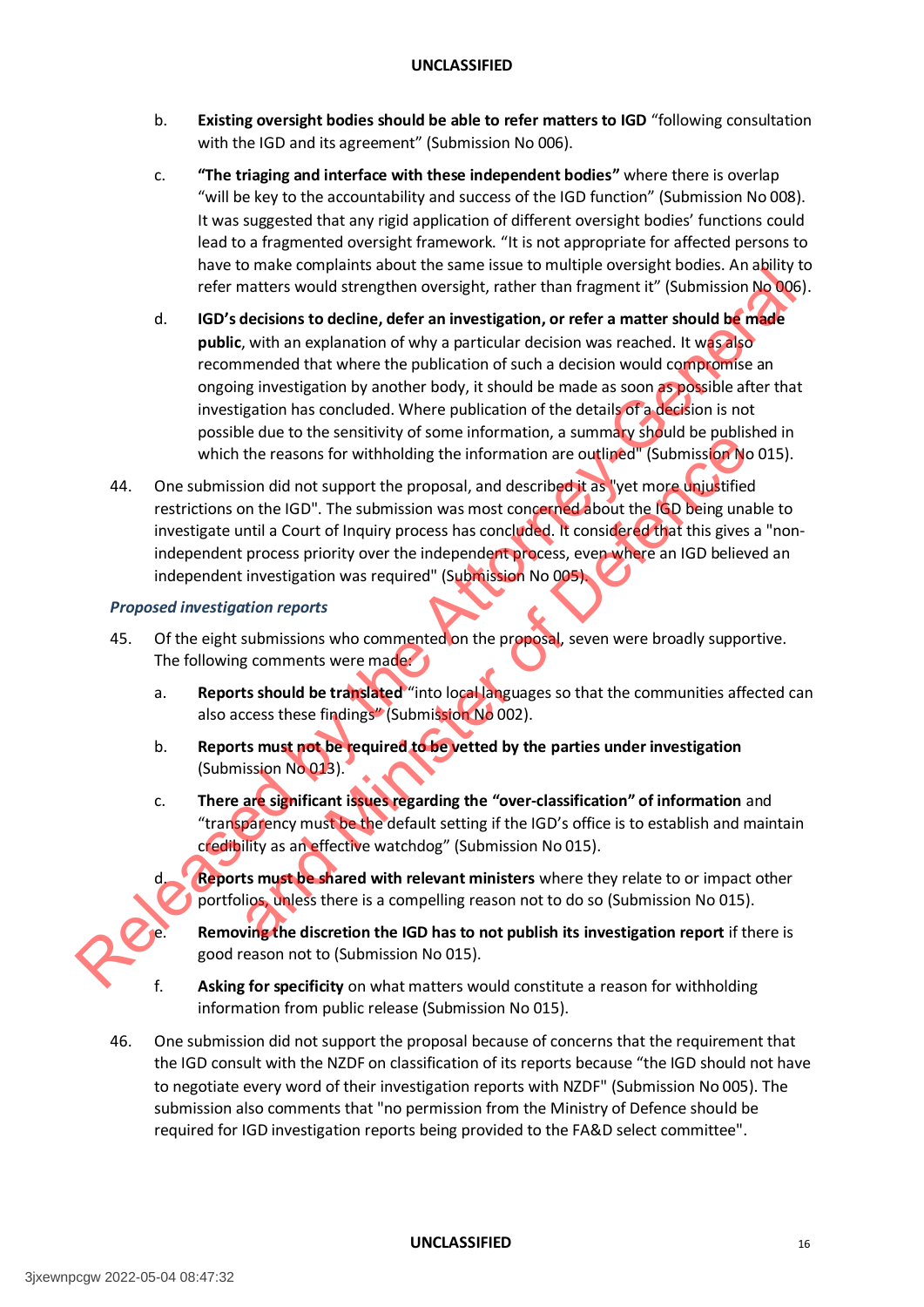b. **Existing oversight bodies should be able to refer matters to IGD** "following consultation with the IGD and its agreement" (Submission No 006).

c. **"The triaging and interface with these independent bodies"** where there is overlap "will be key to the accountability and success of the IGD function" (Submission No 008). It was suggested that any rigid application of different oversight bodies' functions could lead to a fragmented oversight framework. "It is not appropriate for affected persons to have to make complaints about the same issue to multiple oversight bodies. An ability to refer matters would strengthen oversight, rather than fragment it" (Submission No 006).

d. **IGD's decisions to decline, defer an investigation, or refer a matter should be made public**, with an explanation of why a particular decision was reached. It was also recommended that where the publication of such a decision would compromise an ongoing investigation by another body, it should be made as soon as possible after that investigation has concluded. Where publication of the details of a decision is not possible due to the sensitivity of some information, a summary should be published in which the reasons for withholding the information are outlined" (Submission No 015).

44. One submission did not support the proposal, and described it as "yet more unjustified restrictions on the IGD". The submission was most concerned about the IGD being unable to investigate until a Court of Inquiry process has concluded. It considered that this gives a "non-independent process priority over the independent process, even where an IGD believed an independent investigation was required" (Submission No 005).

### *Proposed investigation reports*

45. Of the eight submissions who commented on the proposal, seven were broadly supportive. The following comments were made:

a. **Reports should be translated** "into local languages so that the communities affected can also access these findings" (Submission No 002).

b. **Reports must not be required to be vetted by the parties under investigation** (Submission No 013).

c. **There are significant issues regarding the "over-classification" of information** and "transparency must be the default setting if the IGD's office is to establish and maintain credibility as an effective watchdog" (Submission No 015).

d. **Reports must be shared with relevant ministers** where they relate to or impact other portfolios, unless there is a compelling reason not to do so (Submission No 015).

e. **Removing the discretion the IGD has to not publish its investigation report** if there is good reason not to (Submission No 015).

f. **Asking for specificity** on what matters would constitute a reason for withholding information from public release (Submission No 015).

46. One submission did not support the proposal because of concerns that the requirement that the IGD consult with the NZDF on classification of its reports because "the IGD should not have to negotiate every word of their investigation reports with NZDF" (Submission No 005). The submission also comments that "no permission from the Ministry of Defence should be required for IGD investigation reports being provided to the FA&D select committee".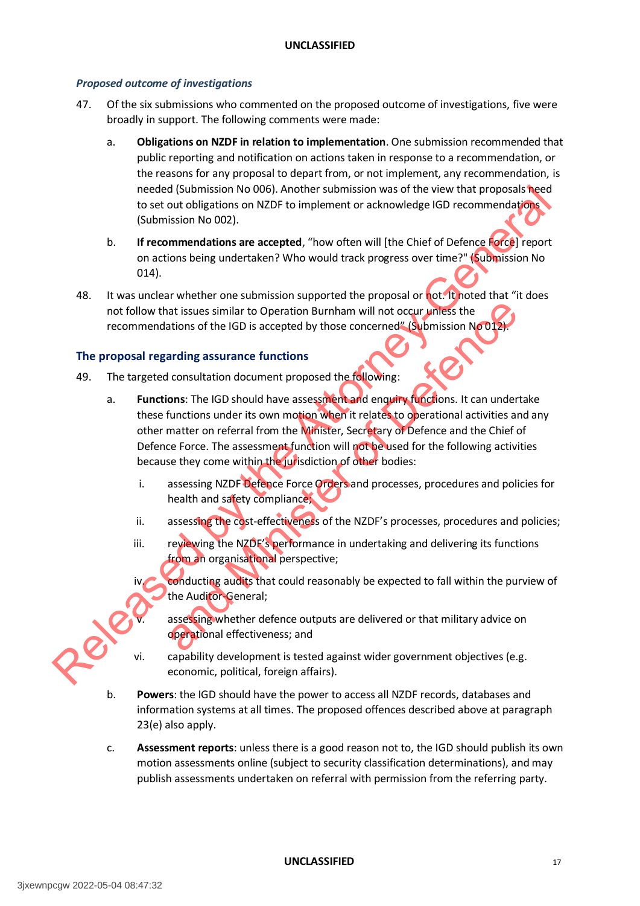### *Proposed outcome of investigations*

47. Of the six submissions who commented on the proposed outcome of investigations, five were broadly in support. The following comments were made:

    a. **Obligations on NZDF in relation to implementation**. One submission recommended that public reporting and notification on actions taken in response to a recommendation, or the reasons for any proposal to depart from, or not implement, any recommendation, is needed (Submission No 006). Another submission was of the view that proposals need to set out obligations on NZDF to implement or acknowledge IGD recommendations (Submission No 002).

    b. **If recommendations are accepted**, "how often will [the Chief of Defence Force] report on actions being undertaken? Who would track progress over time?" (Submission No 014).

48. It was unclear whether one submission supported the proposal or not. It noted that "it does not follow that issues similar to Operation Burnham will not occur unless the recommendations of the IGD is accepted by those concerned" (Submission No 012).

## The proposal regarding assurance functions

49. The targeted consultation document proposed the following:

    a. **Functions**: The IGD should have assessment and enquiry functions. It can undertake these functions under its own motion when it relates to operational activities and any other matter on referral from the Minister, Secretary of Defence and the Chief of Defence Force. The assessment function will not be used for the following activities because they come within the jurisdiction of other bodies:

        i. assessing NZDF Defence Force Orders and processes, procedures and policies for health and safety compliance;

        ii. assessing the cost-effectiveness of the NZDF's processes, procedures and policies;

        iii. reviewing the NZDF's performance in undertaking and delivering its functions from an organisational perspective;

        iv. conducting audits that could reasonably be expected to fall within the purview of the Auditor-General;

        v. assessing whether defence outputs are delivered or that military advice on operational effectiveness; and

        vi. capability development is tested against wider government objectives (e.g. economic, political, foreign affairs).

    b. **Powers**: the IGD should have the power to access all NZDF records, databases and information systems at all times. The proposed offences described above at paragraph 23(e) also apply.

    c. **Assessment reports**: unless there is a good reason not to, the IGD should publish its own motion assessments online (subject to security classification determinations), and may publish assessments undertaken on referral with permission from the referring party.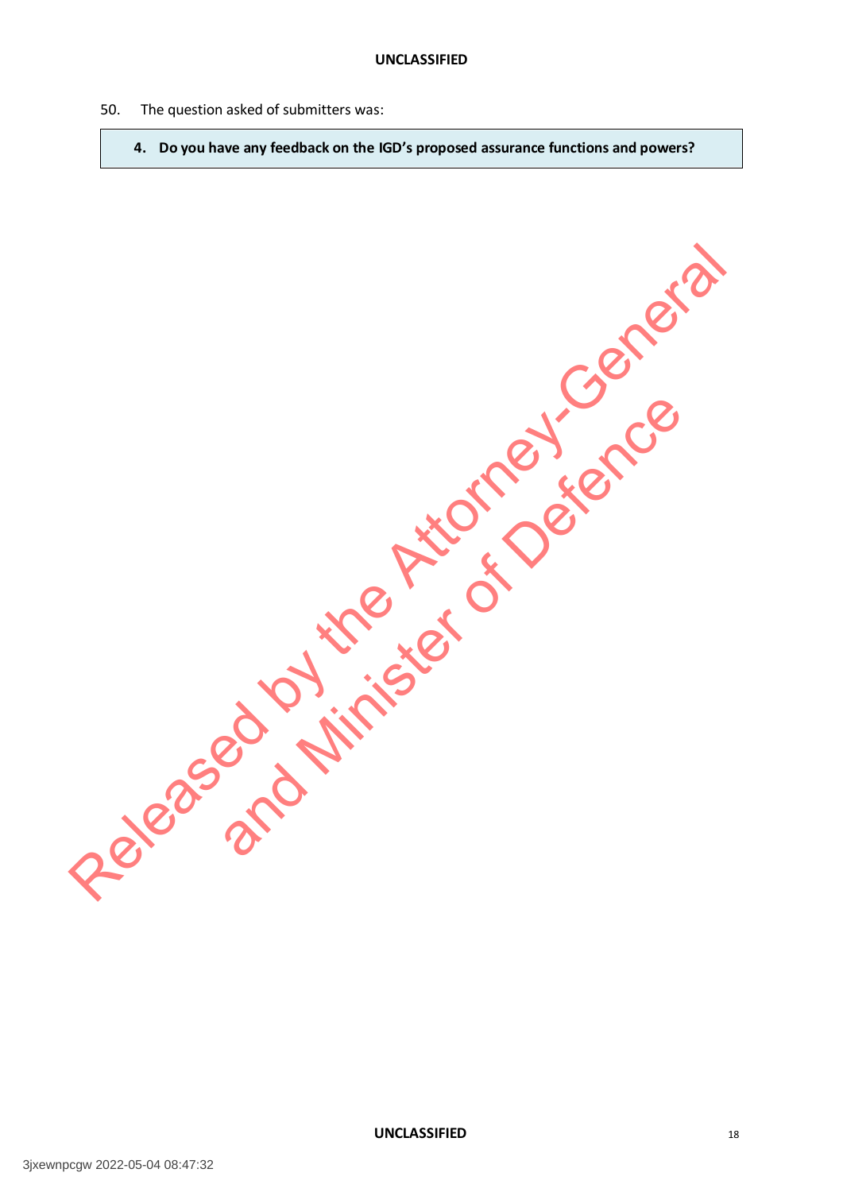50. The question asked of submitters was:

> **4. Do you have any feedback on the IGD's proposed assurance functions and powers?**

Released by the Attorney-General and Minister of Defence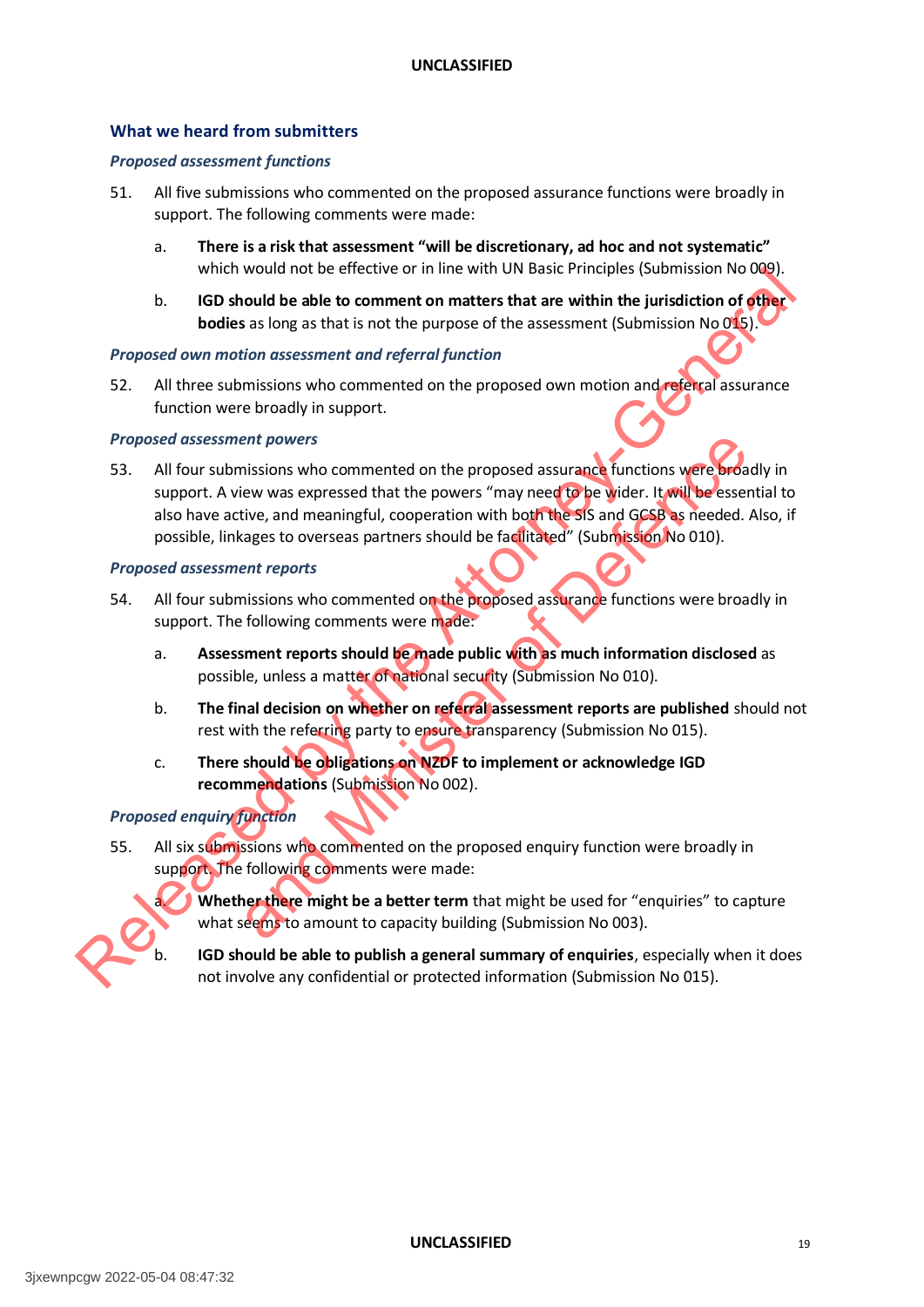## What we heard from submitters

### *Proposed assessment functions*

51. All five submissions who commented on the proposed assurance functions were broadly in support. The following comments were made:

    a. **There is a risk that assessment "will be discretionary, ad hoc and not systematic"** which would not be effective or in line with UN Basic Principles (Submission No 009).

    b. **IGD should be able to comment on matters that are within the jurisdiction of other bodies** as long as that is not the purpose of the assessment (Submission No 015).

### *Proposed own motion assessment and referral function*

52. All three submissions who commented on the proposed own motion and referral assurance function were broadly in support.

### *Proposed assessment powers*

53. All four submissions who commented on the proposed assurance functions were broadly in support. A view was expressed that the powers "may need to be wider. It will be essential to also have active, and meaningful, cooperation with both the SIS and GCSB as needed. Also, if possible, linkages to overseas partners should be facilitated" (Submission No 010).

### *Proposed assessment reports*

54. All four submissions who commented on the proposed assurance functions were broadly in support. The following comments were made:

    a. **Assessment reports should be made public with as much information disclosed** as possible, unless a matter of national security (Submission No 010).

    b. **The final decision on whether on referral assessment reports are published** should not rest with the referring party to ensure transparency (Submission No 015).

    c. **There should be obligations on NZDF to implement or acknowledge IGD recommendations** (Submission No 002).

### *Proposed enquiry function*

55. All six submissions who commented on the proposed enquiry function were broadly in support. The following comments were made:

    a. **Whether there might be a better term** that might be used for "enquiries" to capture what seems to amount to capacity building (Submission No 003).

    b. **IGD should be able to publish a general summary of enquiries**, especially when it does not involve any confidential or protected information (Submission No 015).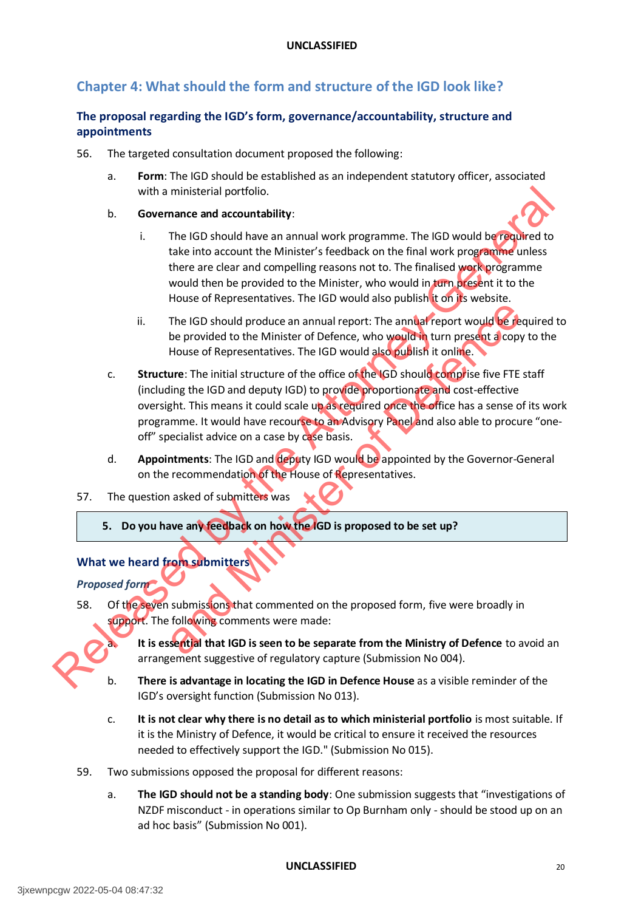## Chapter 4: What should the form and structure of the IGD look like?

### The proposal regarding the IGD's form, governance/accountability, structure and appointments

56. The targeted consultation document proposed the following:

    a. **Form**: The IGD should be established as an independent statutory officer, associated with a ministerial portfolio.

    b. **Governance and accountability**:

        i. The IGD should have an annual work programme. The IGD would be required to take into account the Minister's feedback on the final work programme unless there are clear and compelling reasons not to. The finalised work programme would then be provided to the Minister, who would in turn present it to the House of Representatives. The IGD would also publish it on its website.

        ii. The IGD should produce an annual report: The annual report would be required to be provided to the Minister of Defence, who would in turn present a copy to the House of Representatives. The IGD would also publish it online.

    c. **Structure**: The initial structure of the office of the IGD should comprise five FTE staff (including the IGD and deputy IGD) to provide proportionate and cost-effective oversight. This means it could scale up as required once the office has a sense of its work programme. It would have recourse to an Advisory Panel and also able to procure "one-off" specialist advice on a case by case basis.

    d. **Appointments**: The IGD and deputy IGD would be appointed by the Governor-General on the recommendation of the House of Representatives.

57. The question asked of submitters was

| **5. Do you have any feedback on how the IGD is proposed to be set up?** |
|---|

### What we heard from submitters

*Proposed form*

58. Of the seven submissions that commented on the proposed form, five were broadly in support. The following comments were made:

    a. **It is essential that IGD is seen to be separate from the Ministry of Defence** to avoid an arrangement suggestive of regulatory capture (Submission No 004).

    b. **There is advantage in locating the IGD in Defence House** as a visible reminder of the IGD's oversight function (Submission No 013).

    c. **It is not clear why there is no detail as to which ministerial portfolio** is most suitable. If it is the Ministry of Defence, it would be critical to ensure it received the resources needed to effectively support the IGD." (Submission No 015).

59. Two submissions opposed the proposal for different reasons:

    a. **The IGD should not be a standing body**: One submission suggests that "investigations of NZDF misconduct - in operations similar to Op Burnham only - should be stood up on an ad hoc basis" (Submission No 001).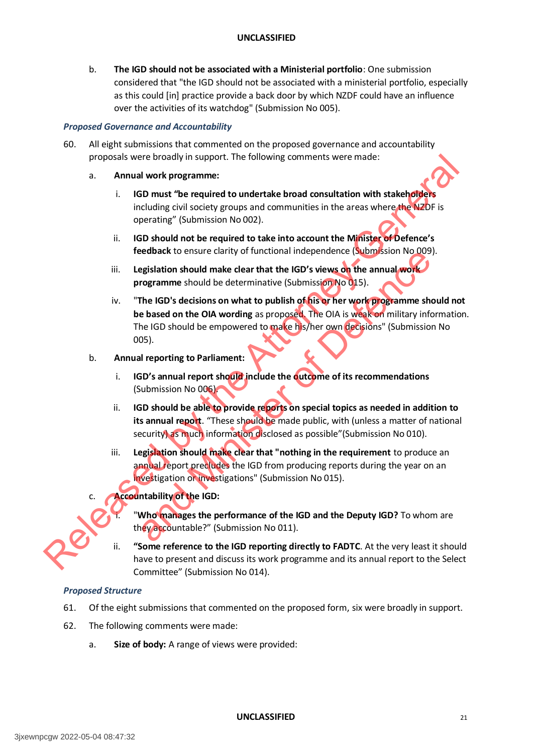b. **The IGD should not be associated with a Ministerial portfolio**: One submission considered that "the IGD should not be associated with a ministerial portfolio, especially as this could [in] practice provide a back door by which NZDF could have an influence over the activities of its watchdog" (Submission No 005).

### *Proposed Governance and Accountability*

60. All eight submissions that commented on the proposed governance and accountability proposals were broadly in support. The following comments were made:

    a. **Annual work programme:**

        i. **IGD must "be required to undertake broad consultation with stakeholders** including civil society groups and communities in the areas where the NZDF is operating" (Submission No 002).

        ii. **IGD should not be required to take into account the Minister of Defence's feedback** to ensure clarity of functional independence (Submission No 009).

        iii. **Legislation should make clear that the IGD's views on the annual work programme** should be determinative (Submission No 015).

        iv. "**The IGD's decisions on what to publish of his or her work programme should not be based on the OIA wording** as proposed. The OIA is weak on military information. The IGD should be empowered to make his/her own decisions" (Submission No 005).

    b. **Annual reporting to Parliament:**

        i. **IGD's annual report should include the outcome of its recommendations** (Submission No 006).

        ii. **IGD should be able to provide reports on special topics as needed in addition to its annual report**. "These should be made public, with (unless a matter of national security) as much information disclosed as possible"(Submission No 010).

        iii. **Legislation should make clear that "nothing in the requirement** to produce an annual report precludes the IGD from producing reports during the year on an investigation or investigations" (Submission No 015).

    c. **Accountability of the IGD:**

        i. "**Who manages the performance of the IGD and the Deputy IGD?** To whom are they accountable?" (Submission No 011).

        ii. **"Some reference to the IGD reporting directly to FADTC**. At the very least it should have to present and discuss its work programme and its annual report to the Select Committee" (Submission No 014).

### *Proposed Structure*

61. Of the eight submissions that commented on the proposed form, six were broadly in support.

62. The following comments were made:

    a. **Size of body:** A range of views were provided: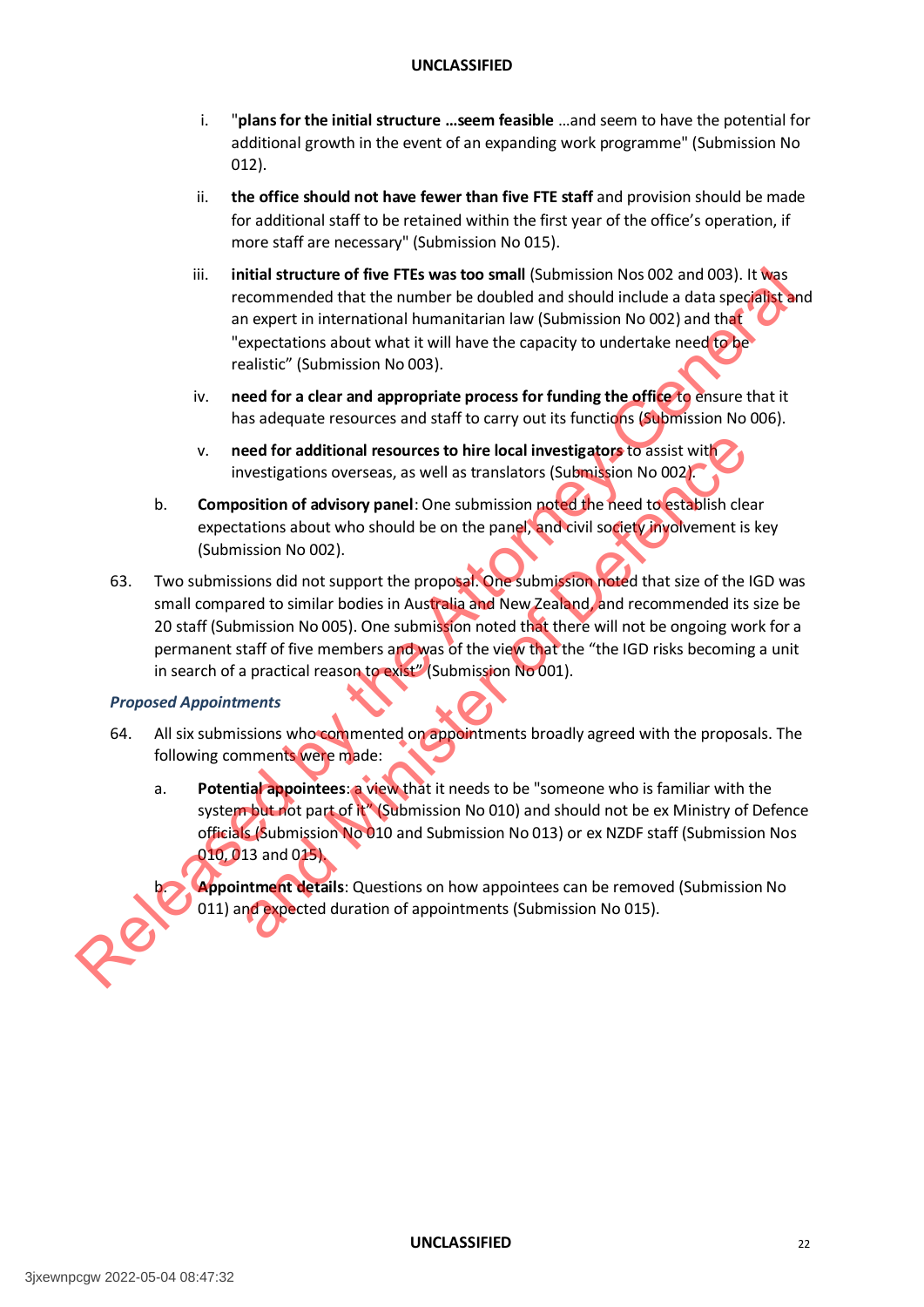i. "**plans for the initial structure …seem feasible** …and seem to have the potential for additional growth in the event of an expanding work programme" (Submission No 012).

ii. **the office should not have fewer than five FTE staff** and provision should be made for additional staff to be retained within the first year of the office's operation, if more staff are necessary" (Submission No 015).

iii. **initial structure of five FTEs was too small** (Submission Nos 002 and 003). It was recommended that the number be doubled and should include a data specialist and an expert in international humanitarian law (Submission No 002) and that "expectations about what it will have the capacity to undertake need to be realistic" (Submission No 003).

iv. **need for a clear and appropriate process for funding the office** to ensure that it has adequate resources and staff to carry out its functions (Submission No 006).

v. **need for additional resources to hire local investigators** to assist with investigations overseas, as well as translators (Submission No 002).

b. **Composition of advisory panel**: One submission noted the need to establish clear expectations about who should be on the panel, and civil society involvement is key (Submission No 002).

63. Two submissions did not support the proposal. One submission noted that size of the IGD was small compared to similar bodies in Australia and New Zealand, and recommended its size be 20 staff (Submission No 005). One submission noted that there will not be ongoing work for a permanent staff of five members and was of the view that the "the IGD risks becoming a unit in search of a practical reason to exist" (Submission No 001).

### *Proposed Appointments*

64. All six submissions who commented on appointments broadly agreed with the proposals. The following comments were made:

a. **Potential appointees**: a view that it needs to be "someone who is familiar with the system but not part of it" (Submission No 010) and should not be ex Ministry of Defence officials (Submission No 010 and Submission No 013) or ex NZDF staff (Submission Nos 010, 013 and 015).

b. **Appointment details**: Questions on how appointees can be removed (Submission No 011) and expected duration of appointments (Submission No 015).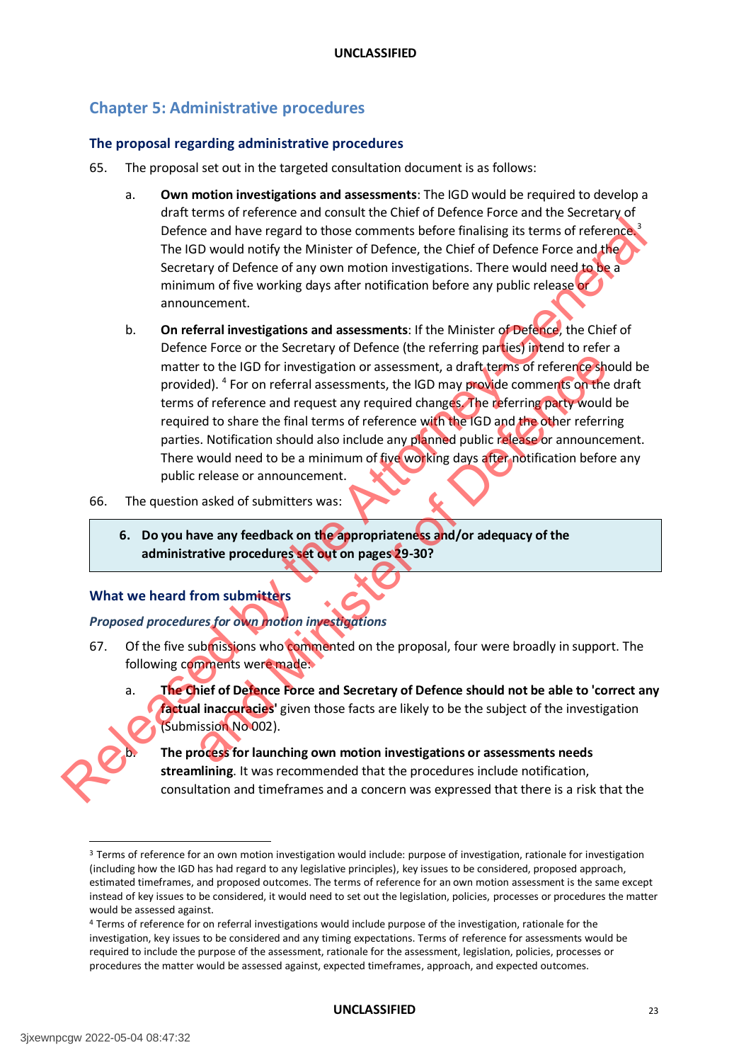## Chapter 5: Administrative procedures

### The proposal regarding administrative procedures

65. The proposal set out in the targeted consultation document is as follows:

    a. **Own motion investigations and assessments**: The IGD would be required to develop a draft terms of reference and consult the Chief of Defence Force and the Secretary of Defence and have regard to those comments before finalising its terms of reference.[3] The IGD would notify the Minister of Defence, the Chief of Defence Force and the Secretary of Defence of any own motion investigations. There would need to be a minimum of five working days after notification before any public release or announcement.

    b. **On referral investigations and assessments**: If the Minister of Defence, the Chief of Defence Force or the Secretary of Defence (the referring parties) intend to refer a matter to the IGD for investigation or assessment, a draft terms of reference should be provided).[4] For on referral assessments, the IGD may provide comments on the draft terms of reference and request any required changes. The referring party would be required to share the final terms of reference with the IGD and the other referring parties. Notification should also include any planned public release or announcement. There would need to be a minimum of five working days after notification before any public release or announcement.

66. The question asked of submitters was:

> **6. Do you have any feedback on the appropriateness and/or adequacy of the administrative procedures set out on pages 29-30?**

### What we heard from submitters

*Proposed procedures for own motion investigations*

67. Of the five submissions who commented on the proposal, four were broadly in support. The following comments were made:

    a. **The Chief of Defence Force and Secretary of Defence should not be able to 'correct any factual inaccuracies'** given those facts are likely to be the subject of the investigation (Submission No 002).

    b. **The process for launching own motion investigations or assessments needs streamlining**. It was recommended that the procedures include notification, consultation and timeframes and a concern was expressed that there is a risk that the

---

[3] Terms of reference for an own motion investigation would include: purpose of investigation, rationale for investigation (including how the IGD has had regard to any legislative principles), key issues to be considered, proposed approach, estimated timeframes, and proposed outcomes. The terms of reference for an own motion assessment is the same except instead of key issues to be considered, it would need to set out the legislation, policies, processes or procedures the matter would be assessed against.

[4] Terms of reference for on referral investigations would include purpose of the investigation, rationale for the investigation, key issues to be considered and any timing expectations. Terms of reference for assessments would be required to include the purpose of the assessment, rationale for the assessment, legislation, policies, processes or procedures the matter would be assessed against, expected timeframes, approach, and expected outcomes.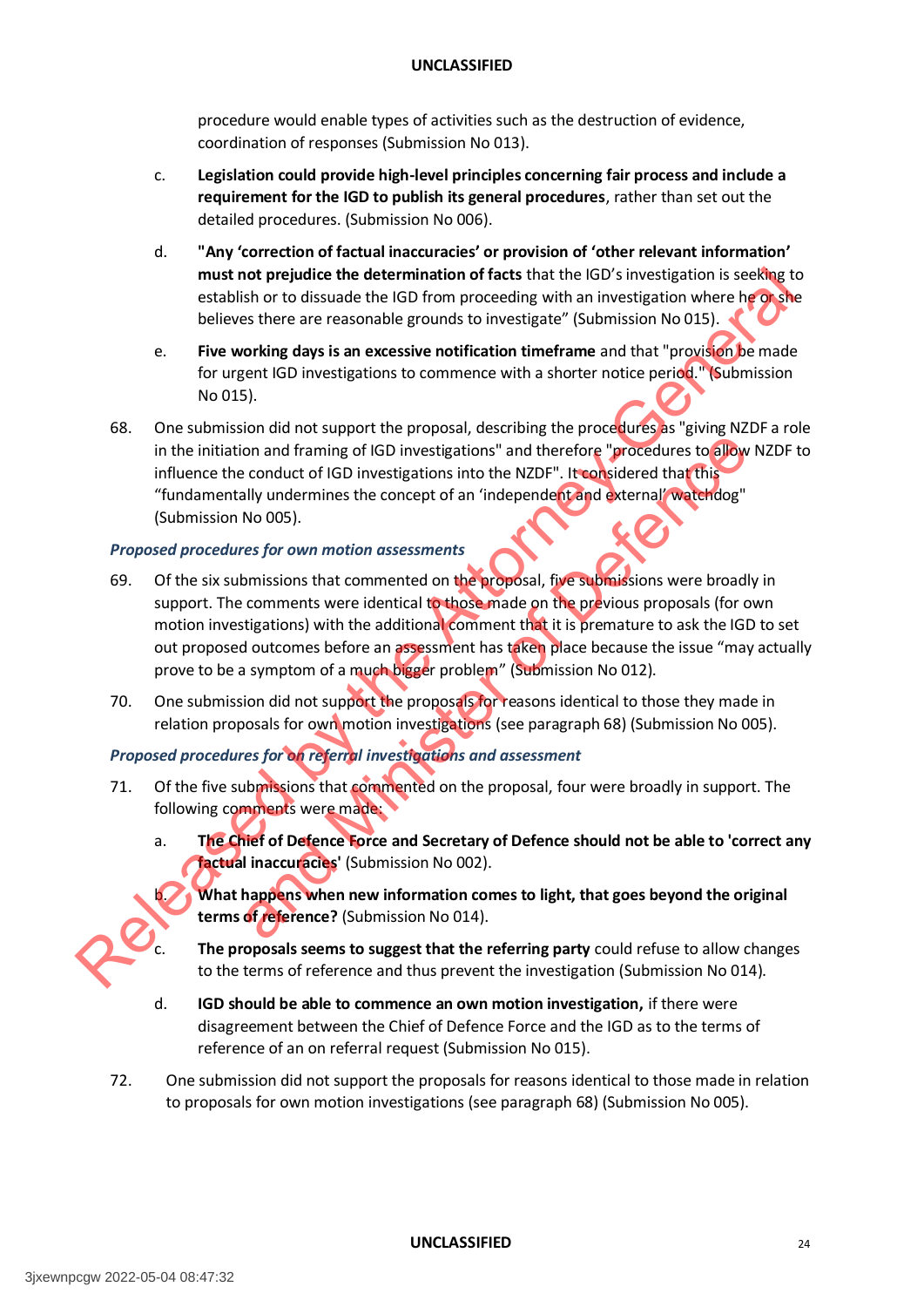procedure would enable types of activities such as the destruction of evidence, coordination of responses (Submission No 013).

c. **Legislation could provide high-level principles concerning fair process and include a requirement for the IGD to publish its general procedures**, rather than set out the detailed procedures. (Submission No 006).

d. **"Any 'correction of factual inaccuracies' or provision of 'other relevant information' must not prejudice the determination of facts** that the IGD's investigation is seeking to establish or to dissuade the IGD from proceeding with an investigation where he or she believes there are reasonable grounds to investigate" (Submission No 015).

e. **Five working days is an excessive notification timeframe** and that "provision be made for urgent IGD investigations to commence with a shorter notice period." (Submission No 015).

68. One submission did not support the proposal, describing the procedures as "giving NZDF a role in the initiation and framing of IGD investigations" and therefore "procedures to allow NZDF to influence the conduct of IGD investigations into the NZDF". It considered that this "fundamentally undermines the concept of an 'independent and external' watchdog" (Submission No 005).

### *Proposed procedures for own motion assessments*

69. Of the six submissions that commented on the proposal, five submissions were broadly in support. The comments were identical to those made on the previous proposals (for own motion investigations) with the additional comment that it is premature to ask the IGD to set out proposed outcomes before an assessment has taken place because the issue "may actually prove to be a symptom of a much bigger problem" (Submission No 012).

70. One submission did not support the proposals for reasons identical to those they made in relation proposals for own motion investigations (see paragraph 68) (Submission No 005).

### *Proposed procedures for on referral investigations and assessment*

71. Of the five submissions that commented on the proposal, four were broadly in support. The following comments were made:

a. **The Chief of Defence Force and Secretary of Defence should not be able to 'correct any factual inaccuracies'** (Submission No 002).

b. **What happens when new information comes to light, that goes beyond the original terms of reference?** (Submission No 014).

c. **The proposals seems to suggest that the referring party** could refuse to allow changes to the terms of reference and thus prevent the investigation (Submission No 014).

d. **IGD should be able to commence an own motion investigation,** if there were disagreement between the Chief of Defence Force and the IGD as to the terms of reference of an on referral request (Submission No 015).

72. One submission did not support the proposals for reasons identical to those made in relation to proposals for own motion investigations (see paragraph 68) (Submission No 005).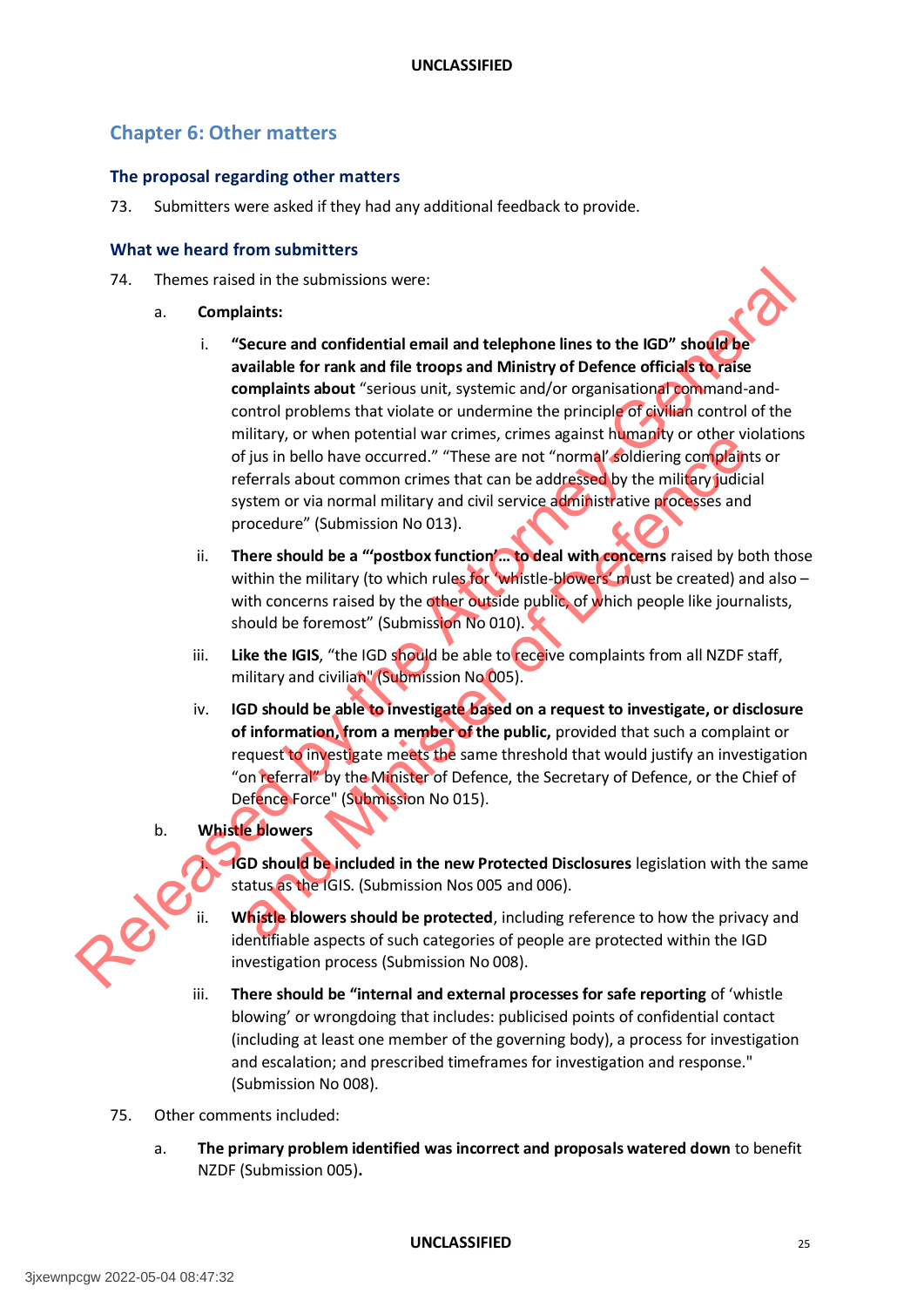## Chapter 6: Other matters

### The proposal regarding other matters

73. Submitters were asked if they had any additional feedback to provide.

### What we heard from submitters

74. Themes raised in the submissions were:

   a. **Complaints:**

      i. **"Secure and confidential email and telephone lines to the IGD" should be available for rank and file troops and Ministry of Defence officials to raise complaints about** "serious unit, systemic and/or organisational command-and-control problems that violate or undermine the principle of civilian control of the military, or when potential war crimes, crimes against humanity or other violations of jus in bello have occurred." "These are not 'normal' soldiering complaints or referrals about common crimes that can be addressed by the military judicial system or via normal military and civil service administrative processes and procedure" (Submission No 013).

      ii. **There should be a "'postbox function'... to deal with concerns** raised by both those within the military (to which rules for 'whistle-blowers' must be created) and also – with concerns raised by the other outside public, of which people like journalists, should be foremost" (Submission No 010).

      iii. **Like the IGIS**, "the IGD should be able to receive complaints from all NZDF staff, military and civilian" (Submission No 005).

      iv. **IGD should be able to investigate based on a request to investigate, or disclosure of information, from a member of the public,** provided that such a complaint or request to investigate meets the same threshold that would justify an investigation "on referral" by the Minister of Defence, the Secretary of Defence, or the Chief of Defence Force" (Submission No 015).

   b. **Whistle blowers**

      i. **IGD should be included in the new Protected Disclosures** legislation with the same status as the IGIS. (Submission Nos 005 and 006).

      ii. **Whistle blowers should be protected**, including reference to how the privacy and identifiable aspects of such categories of people are protected within the IGD investigation process (Submission No 008).

      iii. **There should be "internal and external processes for safe reporting** of 'whistle blowing' or wrongdoing that includes: publicised points of confidential contact (including at least one member of the governing body), a process for investigation and escalation; and prescribed timeframes for investigation and response." (Submission No 008).

75. Other comments included:

   a. **The primary problem identified was incorrect and proposals watered down** to benefit NZDF (Submission 005)**.**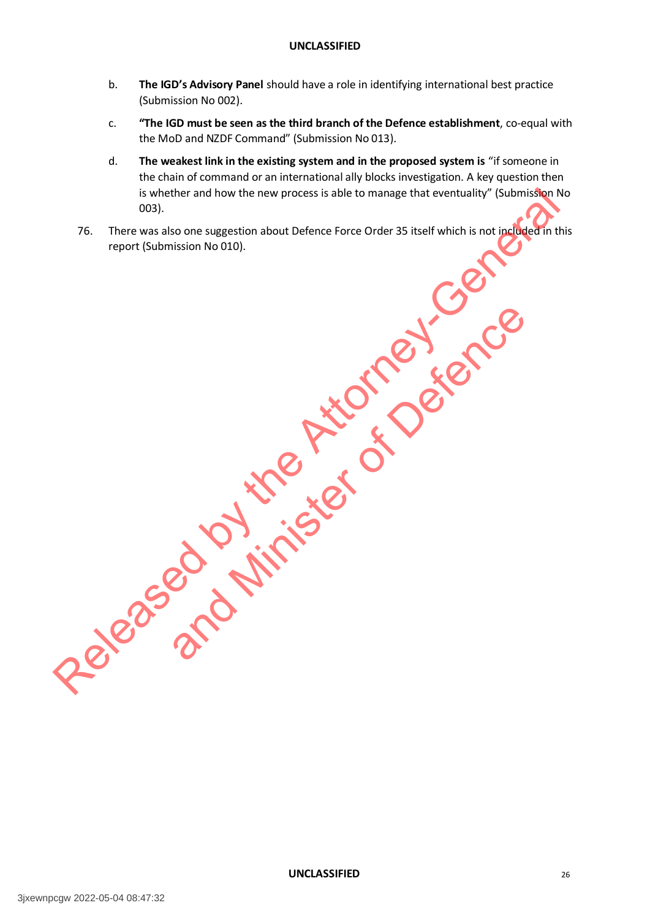b. **The IGD's Advisory Panel** should have a role in identifying international best practice (Submission No 002).

c. **"The IGD must be seen as the third branch of the Defence establishment**, co-equal with the MoD and NZDF Command" (Submission No 013).

d. **The weakest link in the existing system and in the proposed system is** "if someone in the chain of command or an international ally blocks investigation. A key question then is whether and how the new process is able to manage that eventuality" (Submission No 003).

76. There was also one suggestion about Defence Force Order 35 itself which is not included in this report (Submission No 010).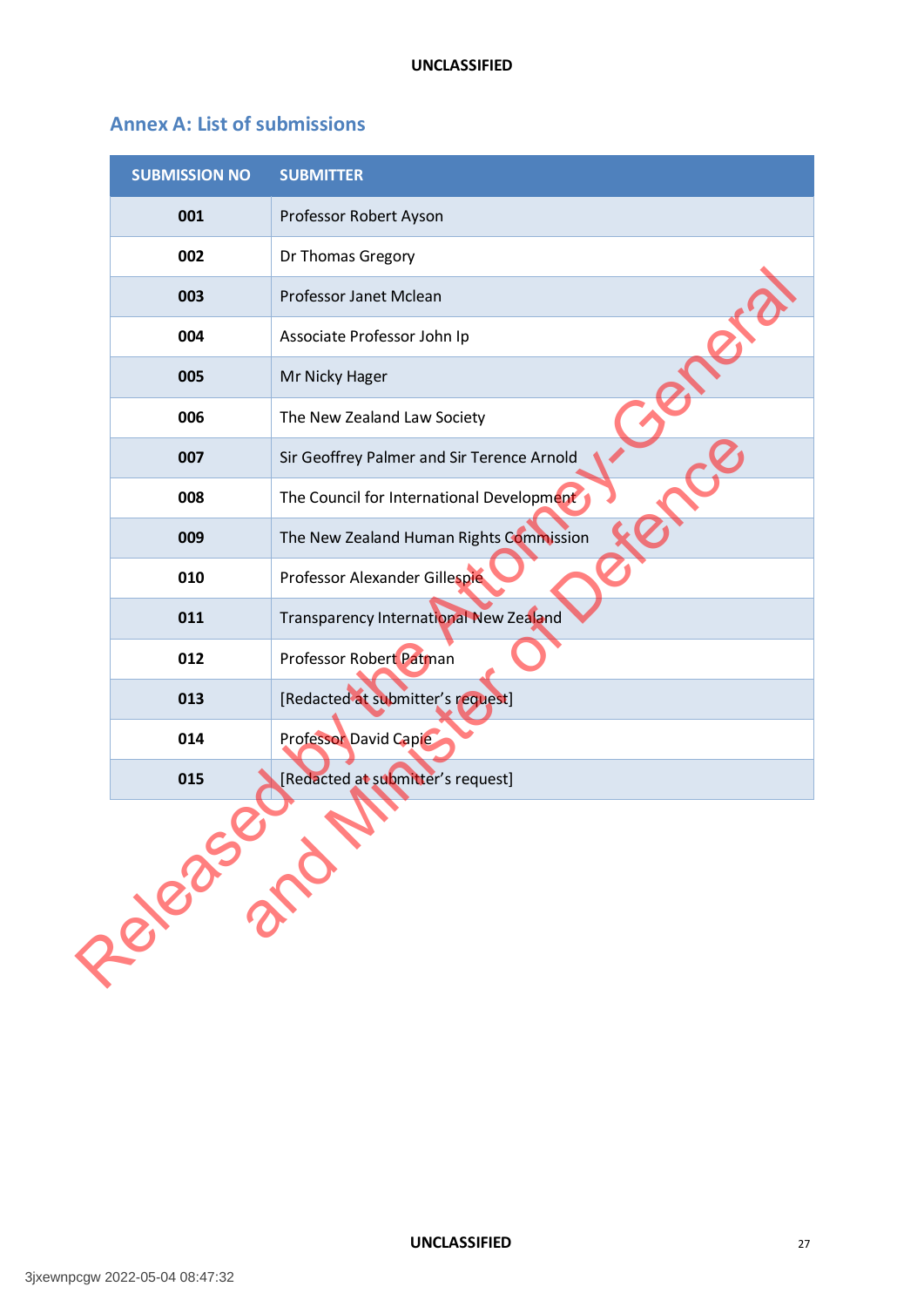## Annex A: List of submissions

| SUBMISSION NO | SUBMITTER |
|---|---|
| 001 | Professor Robert Ayson |
| 002 | Dr Thomas Gregory |
| 003 | Professor Janet Mclean |
| 004 | Associate Professor John Ip |
| 005 | Mr Nicky Hager |
| 006 | The New Zealand Law Society |
| 007 | Sir Geoffrey Palmer and Sir Terence Arnold |
| 008 | The Council for International Development |
| 009 | The New Zealand Human Rights Commission |
| 010 | Professor Alexander Gillespie |
| 011 | Transparency International New Zealand |
| 012 | Professor Robert Patman |
| 013 | [Redacted at submitter's request] |
| 014 | Professor David Capie |
| 015 | [Redacted at submitter's request] |

Released by the Attorney-General and Minister of Defence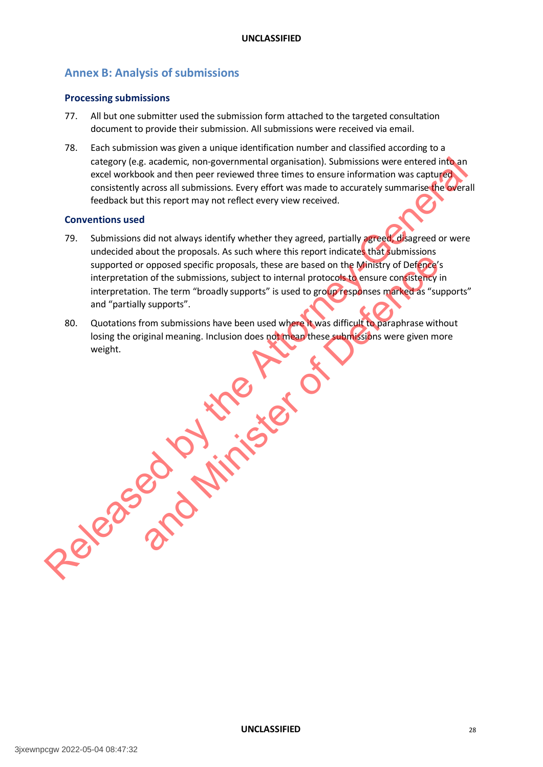## Annex B: Analysis of submissions

### Processing submissions

77. All but one submitter used the submission form attached to the targeted consultation document to provide their submission. All submissions were received via email.

78. Each submission was given a unique identification number and classified according to a category (e.g. academic, non-governmental organisation). Submissions were entered into an excel workbook and then peer reviewed three times to ensure information was captured consistently across all submissions. Every effort was made to accurately summarise the overall feedback but this report may not reflect every view received.

### Conventions used

79. Submissions did not always identify whether they agreed, partially agreed, disagreed or were undecided about the proposals. As such where this report indicates that submissions supported or opposed specific proposals, these are based on the Ministry of Defence's interpretation of the submissions, subject to internal protocols to ensure consistency in interpretation. The term "broadly supports" is used to group responses marked as "supports" and "partially supports".

80. Quotations from submissions have been used where it was difficult to paraphrase without losing the original meaning. Inclusion does not mean these submissions were given more weight.